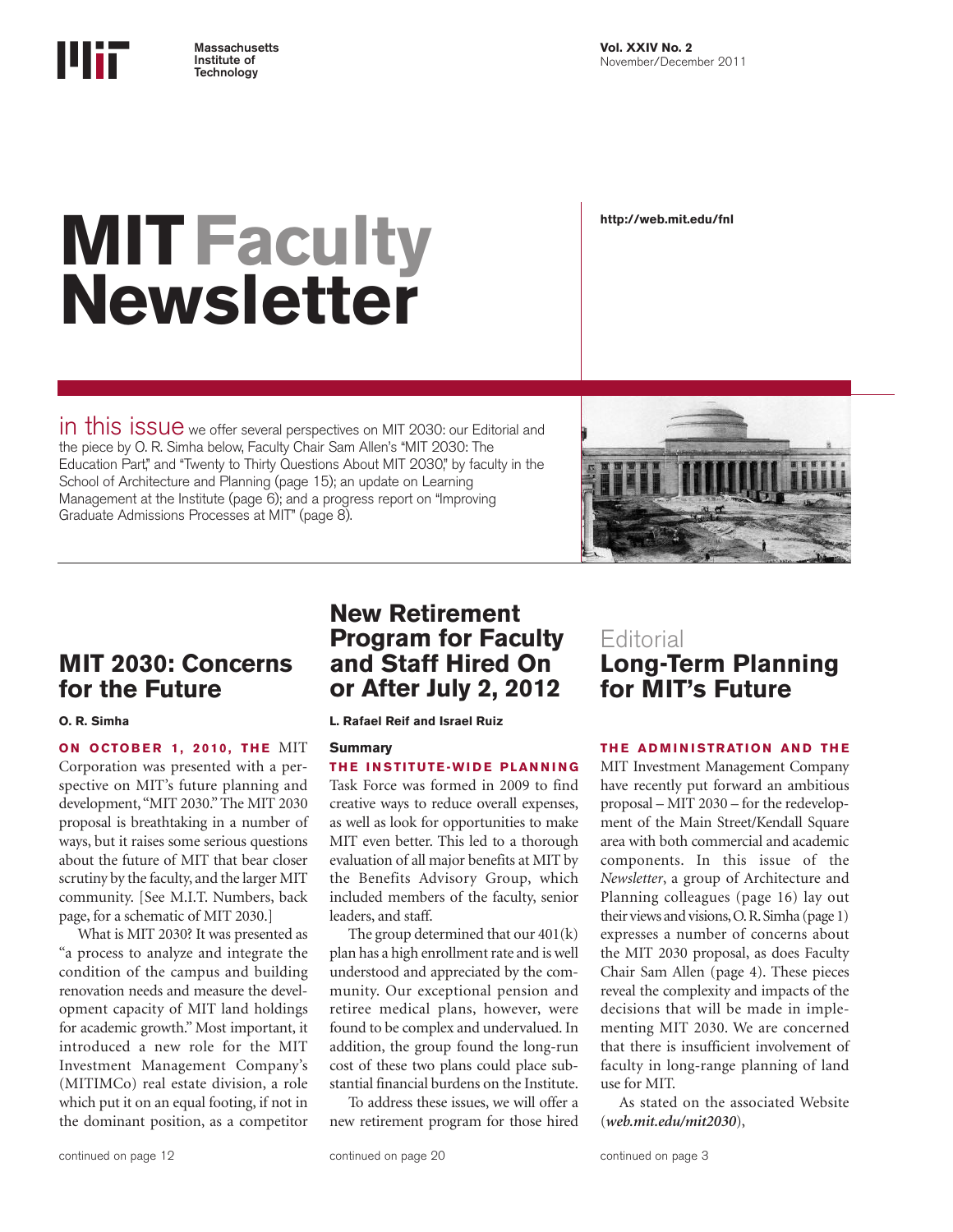Massachusetts Institute of Technology

Vol. XXIV No. 2
November/December 2011

# MIT Faculty Newsletter

http://web.mit.edu/fnl

in this issue we offer several perspectives on MIT 2030: our Editorial and the piece by O. R. Simha below, Faculty Chair Sam Allen's "MIT 2030: The Education Part," and "Twenty to Thirty Questions About MIT 2030," by faculty in the School of Architecture and Planning (page 15); an update on Learning Management at the Institute (page 6); and a progress report on "Improving Graduate Admissions Processes at MIT" (page 8).

## MIT 2030: Concerns for the Future

**O. R. Simha**

**ON OCTOBER 1, 2010, THE** MIT Corporation was presented with a perspective on MIT's future planning and development, "MIT 2030." The MIT 2030 proposal is breathtaking in a number of ways, but it raises some serious questions about the future of MIT that bear closer scrutiny by the faculty, and the larger MIT community. [See M.I.T. Numbers, back page, for a schematic of MIT 2030.]

What is MIT 2030? It was presented as "a process to analyze and integrate the condition of the campus and building renovation needs and measure the development capacity of MIT land holdings for academic growth." Most important, it introduced a new role for the MIT Investment Management Company's (MITIMCo) real estate division, a role which put it on an equal footing, if not in the dominant position, as a competitor

continued on page 12

## New Retirement Program for Faculty and Staff Hired On or After July 2, 2012

**L. Rafael Reif and Israel Ruiz**

**Summary**

**THE INSTITUTE-WIDE PLANNING** Task Force was formed in 2009 to find creative ways to reduce overall expenses, as well as look for opportunities to make MIT even better. This led to a thorough evaluation of all major benefits at MIT by the Benefits Advisory Group, which included members of the faculty, senior leaders, and staff.

The group determined that our 401(k) plan has a high enrollment rate and is well understood and appreciated by the community. Our exceptional pension and retiree medical plans, however, were found to be complex and undervalued. In addition, the group found the long-run cost of these two plans could place substantial financial burdens on the Institute.

To address these issues, we will offer a new retirement program for those hired

continued on page 20

## Editorial
## Long-Term Planning for MIT's Future

**THE ADMINISTRATION AND THE** MIT Investment Management Company have recently put forward an ambitious proposal – MIT 2030 – for the redevelopment of the Main Street/Kendall Square area with both commercial and academic components. In this issue of the *Newsletter*, a group of Architecture and Planning colleagues (page 16) lay out their views and visions, O. R. Simha (page 1) expresses a number of concerns about the MIT 2030 proposal, as does Faculty Chair Sam Allen (page 4). These pieces reveal the complexity and impacts of the decisions that will be made in implementing MIT 2030. We are concerned that there is insufficient involvement of faculty in long-range planning of land use for MIT.

As stated on the associated Website (*web.mit.edu/mit2030*),

continued on page 3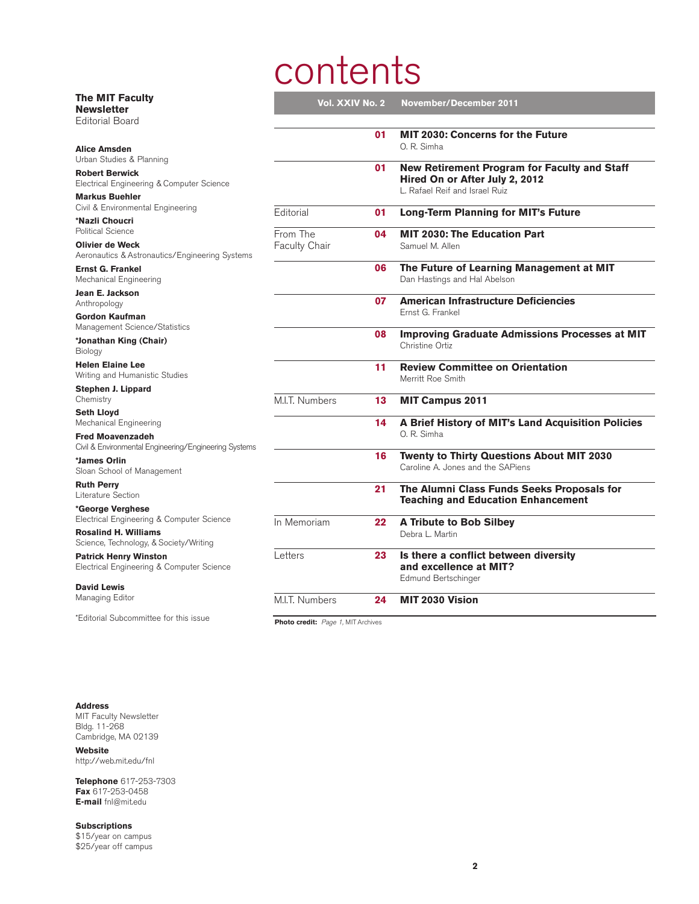# contents

**The MIT Faculty Newsletter**
Editorial Board

**Alice Amsden**
Urban Studies & Planning

**Robert Berwick**
Electrical Engineering & Computer Science

**Markus Buehler**
Civil & Environmental Engineering

**\*Nazli Choucri**
Political Science

**Olivier de Weck**
Aeronautics & Astronautics/Engineering Systems

**Ernst G. Frankel**
Mechanical Engineering

**Jean E. Jackson**
Anthropology

**Gordon Kaufman**
Management Science/Statistics

**\*Jonathan King (Chair)**
Biology

**Helen Elaine Lee**
Writing and Humanistic Studies

**Stephen J. Lippard**
Chemistry

**Seth Lloyd**
Mechanical Engineering

**Fred Moavenzadeh**
Civil & Environmental Engineering/Engineering Systems

**\*James Orlin**
Sloan School of Management

**Ruth Perry**
Literature Section

**\*George Verghese**
Electrical Engineering & Computer Science

**Rosalind H. Williams**
Science, Technology, & Society/Writing

**Patrick Henry Winston**
Electrical Engineering & Computer Science

**David Lewis**
Managing Editor

\*Editorial Subcommittee for this issue

**Vol. XXIV No. 2 November/December 2011**

| | | |
|---|---|---|
| | 01 | **MIT 2030: Concerns for the Future**<br>O. R. Simha |
| | 01 | **New Retirement Program for Faculty and Staff Hired On or After July 2, 2012**<br>L. Rafael Reif and Israel Ruiz |
| Editorial | 01 | **Long-Term Planning for MIT's Future** |
| From The Faculty Chair | 04 | **MIT 2030: The Education Part**<br>Samuel M. Allen |
| | 06 | **The Future of Learning Management at MIT**<br>Dan Hastings and Hal Abelson |
| | 07 | **American Infrastructure Deficiencies**<br>Ernst G. Frankel |
| | 08 | **Improving Graduate Admissions Processes at MIT**<br>Christine Ortiz |
| | 11 | **Review Committee on Orientation**<br>Merritt Roe Smith |
| M.I.T. Numbers | 13 | **MIT Campus 2011** |
| | 14 | **A Brief History of MIT's Land Acquisition Policies**<br>O. R. Simha |
| | 16 | **Twenty to Thirty Questions About MIT 2030**<br>Caroline A. Jones and the SAPiens |
| | 21 | **The Alumni Class Funds Seeks Proposals for Teaching and Education Enhancement** |
| In Memoriam | 22 | **A Tribute to Bob Silbey**<br>Debra L. Martin |
| Letters | 23 | **Is there a conflict between diversity and excellence at MIT?**<br>Edmund Bertschinger |
| M.I.T. Numbers | 24 | **MIT 2030 Vision** |

**Photo credit:** *Page 1,* MIT Archives

**Address**
MIT Faculty Newsletter
Bldg. 11-268
Cambridge, MA 02139

**Website**
http://web.mit.edu/fnl

**Telephone** 617-253-7303
**Fax** 617-253-0458
**E-mail** fnl@mit.edu

**Subscriptions**
$15/year on campus
$25/year off campus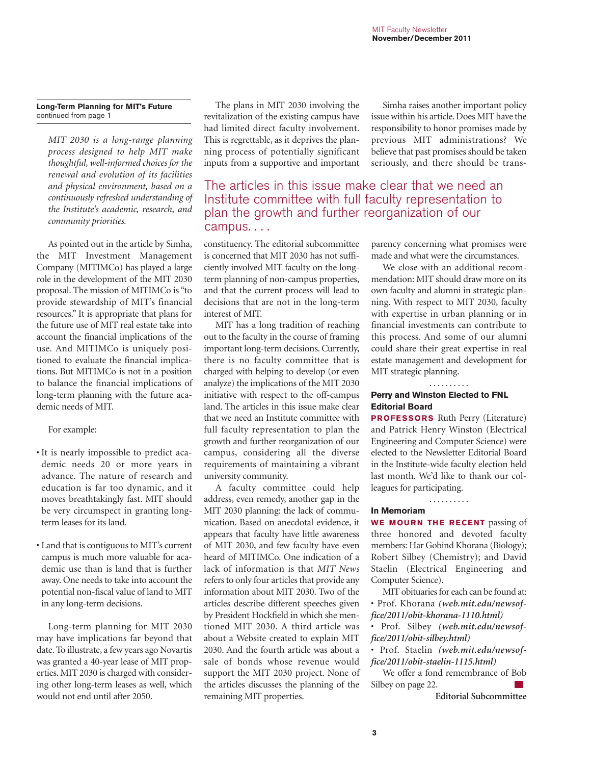**Long-Term Planning for MIT's Future**
continued from page 1

*MIT 2030 is a long-range planning process designed to help MIT make thoughtful, well-informed choices for the renewal and evolution of its facilities and physical environment, based on a continuously refreshed understanding of the Institute's academic, research, and community priorities.*

As pointed out in the article by Simha, the MIT Investment Management Company (MITIMCo) has played a large role in the development of the MIT 2030 proposal. The mission of MITIMCo is "to provide stewardship of MIT's financial resources." It is appropriate that plans for the future use of MIT real estate take into account the financial implications of the use. And MITIMCo is uniquely positioned to evaluate the financial implications. But MITIMCo is not in a position to balance the financial implications of long-term planning with the future academic needs of MIT.

For example:

- It is nearly impossible to predict academic needs 20 or more years in advance. The nature of research and education is far too dynamic, and it moves breathtakingly fast. MIT should be very circumspect in granting long-term leases for its land.
- Land that is contiguous to MIT's current campus is much more valuable for academic use than is land that is further away. One needs to take into account the potential non-fiscal value of land to MIT in any long-term decisions.

Long-term planning for MIT 2030 may have implications far beyond that date. To illustrate, a few years ago Novartis was granted a 40-year lease of MIT properties. MIT 2030 is charged with considering other long-term leases as well, which would not end until after 2050.

The plans in MIT 2030 involving the revitalization of the existing campus have had limited direct faculty involvement. This is regrettable, as it deprives the planning process of potentially significant inputs from a supportive and important constituency. The editorial subcommittee is concerned that MIT 2030 has not sufficiently involved MIT faculty on the long-term planning of non-campus properties, and that the current process will lead to decisions that are not in the long-term interest of MIT.

> The articles in this issue make clear that we need an Institute committee with full faculty representation to plan the growth and further reorganization of our campus. . . .

MIT has a long tradition of reaching out to the faculty in the course of framing important long-term decisions. Currently, there is no faculty committee that is charged with helping to develop (or even analyze) the implications of the MIT 2030 initiative with respect to the off-campus land. The articles in this issue make clear that we need an Institute committee with full faculty representation to plan the growth and further reorganization of our campus, considering all the diverse requirements of maintaining a vibrant university community.

A faculty committee could help address, even remedy, another gap in the MIT 2030 planning: the lack of communication. Based on anecdotal evidence, it appears that faculty have little awareness of MIT 2030, and few faculty have even heard of MITIMCo. One indication of a lack of information is that *MIT News* refers to only four articles that provide any information about MIT 2030. Two of the articles describe different speeches given by President Hockfield in which she mentioned MIT 2030. A third article was about a Website created to explain MIT 2030. And the fourth article was about a sale of bonds whose revenue would support the MIT 2030 project. None of the articles discusses the planning of the remaining MIT properties.

Simha raises another important policy issue within his article. Does MIT have the responsibility to honor promises made by previous MIT administrations? We believe that past promises should be taken seriously, and there should be transparency concerning what promises were made and what were the circumstances.

We close with an additional recommendation: MIT should draw more on its own faculty and alumni in strategic planning. With respect to MIT 2030, faculty with expertise in urban planning or in financial investments can contribute to this process. And some of our alumni could share their great expertise in real estate management and development for MIT strategic planning.

. . . . . . . . . .

### Perry and Winston Elected to FNL Editorial Board

**PROFESSORS** Ruth Perry (Literature) and Patrick Henry Winston (Electrical Engineering and Computer Science) were elected to the Newsletter Editorial Board in the Institute-wide faculty election held last month. We'd like to thank our colleagues for participating.

. . . . . . . . . .

### In Memoriam

**WE MOURN THE RECENT** passing of three honored and devoted faculty members: Har Gobind Khorana (Biology); Robert Silbey (Chemistry); and David Staelin (Electrical Engineering and Computer Science).

MIT obituaries for each can be found at:
- Prof. Khorana ***(web.mit.edu/newsoffice/2011/obit-khorana-1110.html)***
- Prof. Silbey ***(web.mit.edu/newsoffice/2011/obit-silbey.html)***
- Prof. Staelin ***(web.mit.edu/newsoffice/2011/obit-staelin-1115.html)***

We offer a fond remembrance of Bob Silbey on page 22.

**Editorial Subcommittee**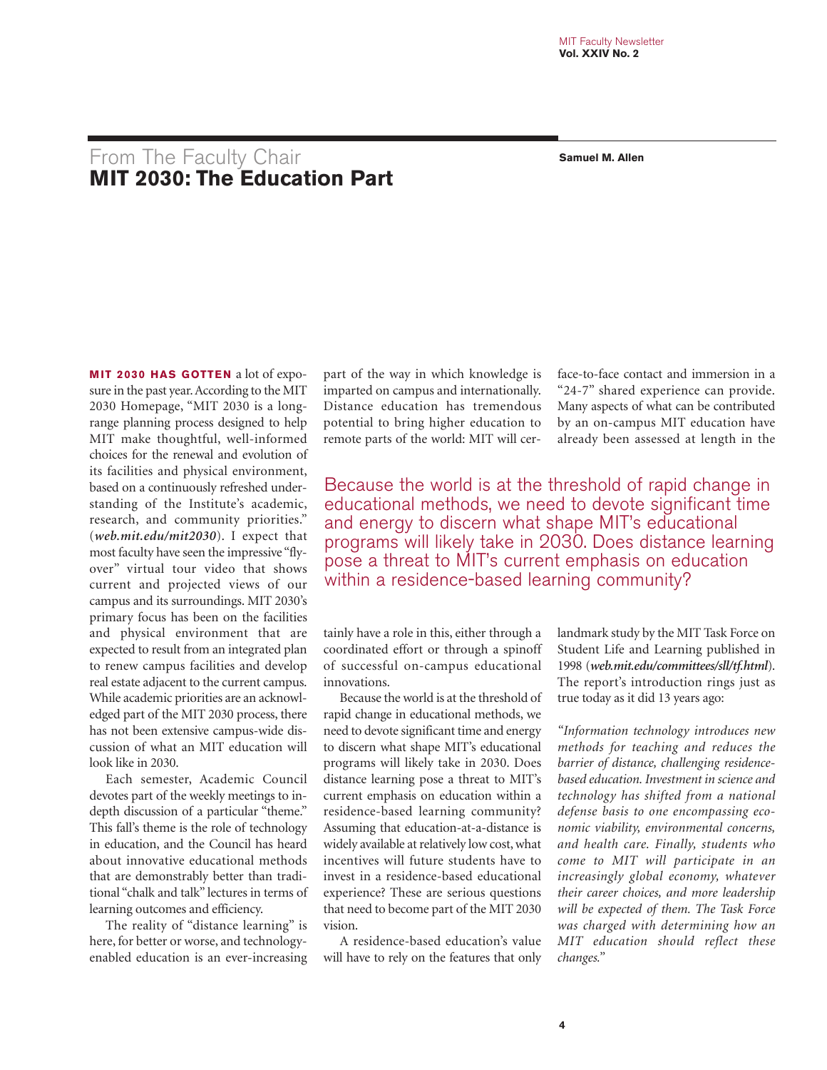## From The Faculty Chair

# MIT 2030: The Education Part

**Samuel M. Allen**

**MIT 2030 HAS GOTTEN** a lot of exposure in the past year. According to the MIT 2030 Homepage, "MIT 2030 is a long-range planning process designed to help MIT make thoughtful, well-informed choices for the renewal and evolution of its facilities and physical environment, based on a continuously refreshed understanding of the Institute's academic, research, and community priorities." (***web.mit.edu/mit2030***). I expect that most faculty have seen the impressive "fly-over" virtual tour video that shows current and projected views of our campus and its surroundings. MIT 2030's primary focus has been on the facilities and physical environment that are expected to result from an integrated plan to renew campus facilities and develop real estate adjacent to the current campus. While academic priorities are an acknowledged part of the MIT 2030 process, there has not been extensive campus-wide discussion of what an MIT education will look like in 2030.

Each semester, Academic Council devotes part of the weekly meetings to in-depth discussion of a particular "theme." This fall's theme is the role of technology in education, and the Council has heard about innovative educational methods that are demonstrably better than traditional "chalk and talk" lectures in terms of learning outcomes and efficiency.

The reality of "distance learning" is here, for better or worse, and technology-enabled education is an ever-increasing part of the way in which knowledge is imparted on campus and internationally. Distance education has tremendous potential to bring higher education to remote parts of the world: MIT will certainly have a role in this, either through a coordinated effort or through a spinoff of successful on-campus educational innovations.

Because the world is at the threshold of rapid change in educational methods, we need to devote significant time and energy to discern what shape MIT's educational programs will likely take in 2030. Does distance learning pose a threat to MIT's current emphasis on education within a residence-based learning community? Assuming that education-at-a-distance is widely available at relatively low cost, what incentives will future students have to invest in a residence-based educational experience? These are serious questions that need to become part of the MIT 2030 vision.

A residence-based education's value will have to rely on the features that only face-to-face contact and immersion in a "24-7" shared experience can provide. Many aspects of what can be contributed by an on-campus MIT education have already been assessed at length in the landmark study by the MIT Task Force on Student Life and Learning published in 1998 (***web.mit.edu/committees/sll/tf.html***). The report's introduction rings just as true today as it did 13 years ago:

*"Information technology introduces new methods for teaching and reduces the barrier of distance, challenging residence-based education. Investment in science and technology has shifted from a national defense basis to one encompassing economic viability, environmental concerns, and health care. Finally, students who come to MIT will participate in an increasingly global economy, whatever their career choices, and more leadership will be expected of them. The Task Force was charged with determining how an MIT education should reflect these changes."*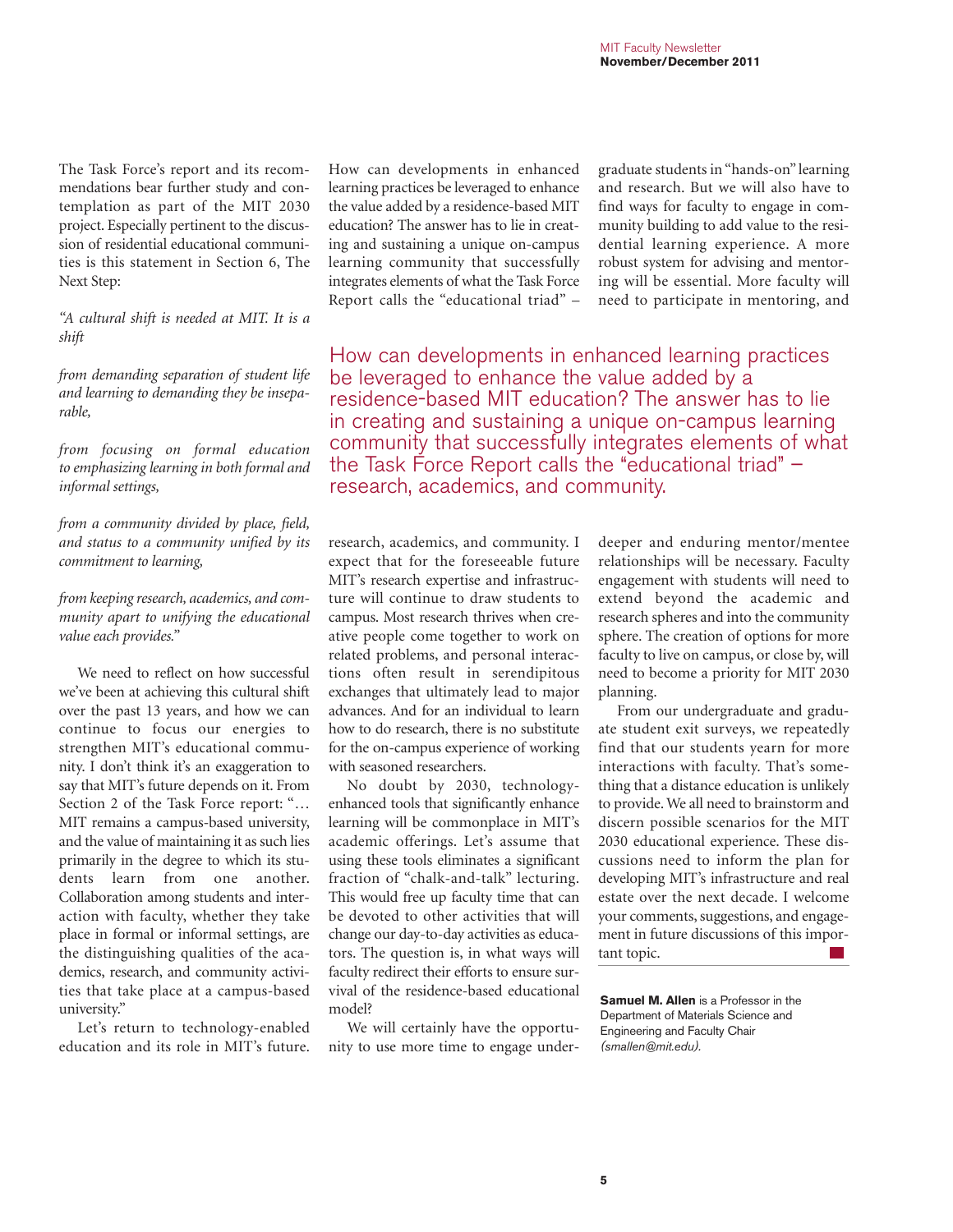The Task Force's report and its recommendations bear further study and contemplation as part of the MIT 2030 project. Especially pertinent to the discussion of residential educational communities is this statement in Section 6, The Next Step:

*"A cultural shift is needed at MIT. It is a shift*

*from demanding separation of student life and learning to demanding they be inseparable,*

*from focusing on formal education to emphasizing learning in both formal and informal settings,*

*from a community divided by place, field, and status to a community unified by its commitment to learning,*

*from keeping research, academics, and community apart to unifying the educational value each provides."*

We need to reflect on how successful we've been at achieving this cultural shift over the past 13 years, and how we can continue to focus our energies to strengthen MIT's educational community. I don't think it's an exaggeration to say that MIT's future depends on it. From Section 2 of the Task Force report: "… MIT remains a campus-based university, and the value of maintaining it as such lies primarily in the degree to which its students learn from one another. Collaboration among students and interaction with faculty, whether they take place in formal or informal settings, are the distinguishing qualities of the academics, research, and community activities that take place at a campus-based university."

Let's return to technology-enabled education and its role in MIT's future. How can developments in enhanced learning practices be leveraged to enhance the value added by a residence-based MIT education? The answer has to lie in creating and sustaining a unique on-campus learning community that successfully integrates elements of what the Task Force Report calls the "educational triad" – research, academics, and community. I expect that for the foreseeable future MIT's research expertise and infrastructure will continue to draw students to campus. Most research thrives when creative people come together to work on related problems, and personal interactions often result in serendipitous exchanges that ultimately lead to major advances. And for an individual to learn how to do research, there is no substitute for the on-campus experience of working with seasoned researchers.

> How can developments in enhanced learning practices be leveraged to enhance the value added by a residence-based MIT education? The answer has to lie in creating and sustaining a unique on-campus learning community that successfully integrates elements of what the Task Force Report calls the "educational triad" – research, academics, and community.

No doubt by 2030, technology-enhanced tools that significantly enhance learning will be commonplace in MIT's academic offerings. Let's assume that using these tools eliminates a significant fraction of "chalk-and-talk" lecturing. This would free up faculty time that can be devoted to other activities that will change our day-to-day activities as educators. The question is, in what ways will faculty redirect their efforts to ensure survival of the residence-based educational model?

We will certainly have the opportunity to use more time to engage undergraduate students in "hands-on" learning and research. But we will also have to find ways for faculty to engage in community building to add value to the residential learning experience. A more robust system for advising and mentoring will be essential. More faculty will need to participate in mentoring, and deeper and enduring mentor/mentee relationships will be necessary. Faculty engagement with students will need to extend beyond the academic and research spheres and into the community sphere. The creation of options for more faculty to live on campus, or close by, will need to become a priority for MIT 2030 planning.

From our undergraduate and graduate student exit surveys, we repeatedly find that our students yearn for more interactions with faculty. That's something that a distance education is unlikely to provide. We all need to brainstorm and discern possible scenarios for the MIT 2030 educational experience. These discussions need to inform the plan for developing MIT's infrastructure and real estate over the next decade. I welcome your comments, suggestions, and engagement in future discussions of this important topic.

**Samuel M. Allen** is a Professor in the Department of Materials Science and Engineering and Faculty Chair *(smallen@mit.edu)*.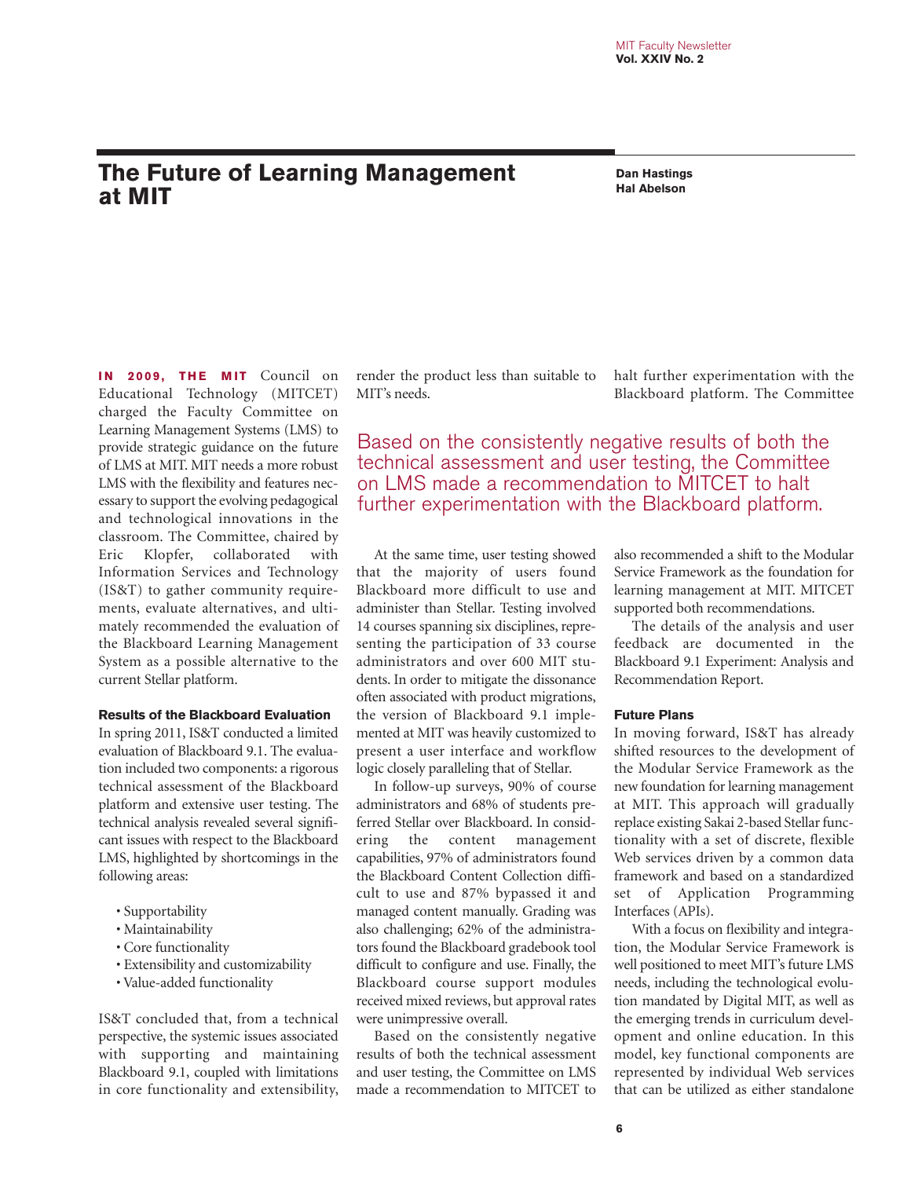# The Future of Learning Management at MIT

**Dan Hastings**
**Hal Abelson**

**IN 2009, THE MIT** Council on Educational Technology (MITCET) charged the Faculty Committee on Learning Management Systems (LMS) to provide strategic guidance on the future of LMS at MIT. MIT needs a more robust LMS with the flexibility and features necessary to support the evolving pedagogical and technological innovations in the classroom. The Committee, chaired by Eric Klopfer, collaborated with Information Services and Technology (IS&T) to gather community requirements, evaluate alternatives, and ultimately recommended the evaluation of the Blackboard Learning Management System as a possible alternative to the current Stellar platform.

### Results of the Blackboard Evaluation

In spring 2011, IS&T conducted a limited evaluation of Blackboard 9.1. The evaluation included two components: a rigorous technical assessment of the Blackboard platform and extensive user testing. The technical analysis revealed several significant issues with respect to the Blackboard LMS, highlighted by shortcomings in the following areas:

- Supportability
- Maintainability
- Core functionality
- Extensibility and customizability
- Value-added functionality

IS&T concluded that, from a technical perspective, the systemic issues associated with supporting and maintaining Blackboard 9.1, coupled with limitations in core functionality and extensibility, render the product less than suitable to MIT's needs.

At the same time, user testing showed that the majority of users found Blackboard more difficult to use and administer than Stellar. Testing involved 14 courses spanning six disciplines, representing the participation of 33 course administrators and over 600 MIT students. In order to mitigate the dissonance often associated with product migrations, the version of Blackboard 9.1 implemented at MIT was heavily customized to present a user interface and workflow logic closely paralleling that of Stellar.

In follow-up surveys, 90% of course administrators and 68% of students preferred Stellar over Blackboard. In considering the content management capabilities, 97% of administrators found the Blackboard Content Collection difficult to use and 87% bypassed it and managed content manually. Grading was also challenging; 62% of the administrators found the Blackboard gradebook tool difficult to configure and use. Finally, the Blackboard course support modules received mixed reviews, but approval rates were unimpressive overall.

Based on the consistently negative results of both the technical assessment and user testing, the Committee on LMS made a recommendation to MITCET to halt further experimentation with the Blackboard platform. The Committee also recommended a shift to the Modular Service Framework as the foundation for learning management at MIT. MITCET supported both recommendations.

> Based on the consistently negative results of both the technical assessment and user testing, the Committee on LMS made a recommendation to MITCET to halt further experimentation with the Blackboard platform.

The details of the analysis and user feedback are documented in the Blackboard 9.1 Experiment: Analysis and Recommendation Report.

### Future Plans

In moving forward, IS&T has already shifted resources to the development of the Modular Service Framework as the new foundation for learning management at MIT. This approach will gradually replace existing Sakai 2-based Stellar functionality with a set of discrete, flexible Web services driven by a common data framework and based on a standardized set of Application Programming Interfaces (APIs).

With a focus on flexibility and integration, the Modular Service Framework is well positioned to meet MIT's future LMS needs, including the technological evolution mandated by Digital MIT, as well as the emerging trends in curriculum development and online education. In this model, key functional components are represented by individual Web services that can be utilized as either standalone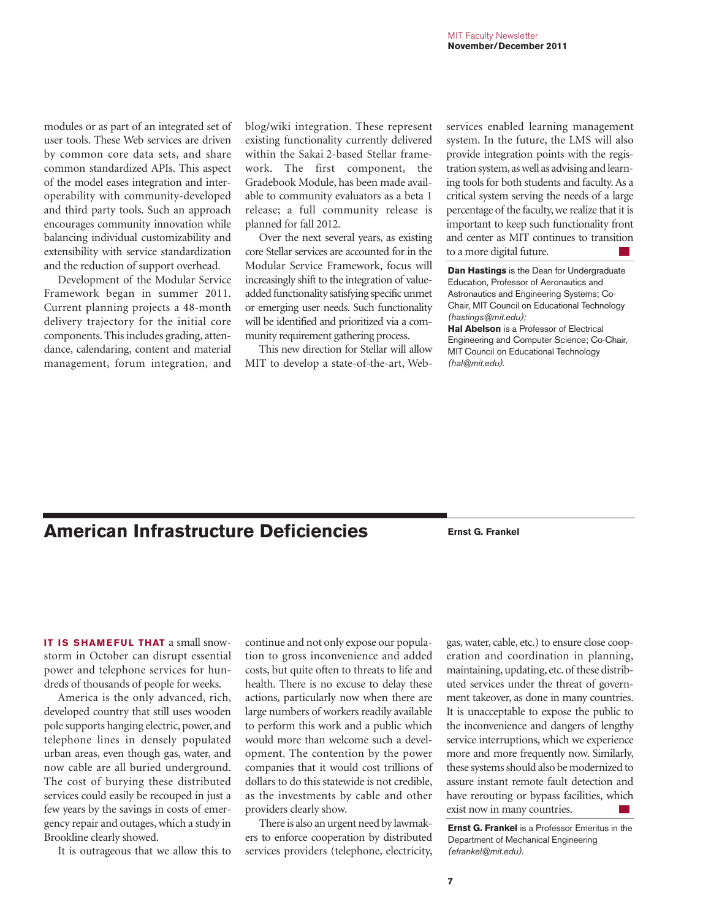modules or as part of an integrated set of user tools. These Web services are driven by common core data sets, and share common standardized APIs. This aspect of the model eases integration and interoperability with community-developed and third party tools. Such an approach encourages community innovation while balancing individual customizability and extensibility with service standardization and the reduction of support overhead.

Development of the Modular Service Framework began in summer 2011. Current planning projects a 48-month delivery trajectory for the initial core components. This includes grading, attendance, calendaring, content and material management, forum integration, and blog/wiki integration. These represent existing functionality currently delivered within the Sakai 2-based Stellar framework. The first component, the Gradebook Module, has been made available to community evaluators as a beta 1 release; a full community release is planned for fall 2012.

Over the next several years, as existing core Stellar services are accounted for in the Modular Service Framework, focus will increasingly shift to the integration of value-added functionality satisfying specific unmet or emerging user needs. Such functionality will be identified and prioritized via a community requirement gathering process.

This new direction for Stellar will allow MIT to develop a state-of-the-art, Web-services enabled learning management system. In the future, the LMS will also provide integration points with the registration system, as well as advising and learning tools for both students and faculty. As a critical system serving the needs of a large percentage of the faculty, we realize that it is important to keep such functionality front and center as MIT continues to transition to a more digital future.

**Dan Hastings** is the Dean for Undergraduate Education, Professor of Aeronautics and Astronautics and Engineering Systems; Co-Chair, MIT Council on Educational Technology *(hastings@mit.edu)*;
**Hal Abelson** is a Professor of Electrical Engineering and Computer Science; Co-Chair, MIT Council on Educational Technology *(hal@mit.edu)*.

# American Infrastructure Deficiencies

**Ernst G. Frankel**

**IT IS SHAMEFUL THAT** a small snowstorm in October can disrupt essential power and telephone services for hundreds of thousands of people for weeks.

America is the only advanced, rich, developed country that still uses wooden pole supports hanging electric, power, and telephone lines in densely populated urban areas, even though gas, water, and now cable are all buried underground. The cost of burying these distributed services could easily be recouped in just a few years by the savings in costs of emergency repair and outages, which a study in Brookline clearly showed.

It is outrageous that we allow this to continue and not only expose our population to gross inconvenience and added costs, but quite often to threats to life and health. There is no excuse to delay these actions, particularly now when there are large numbers of workers readily available to perform this work and a public which would more than welcome such a development. The contention by the power companies that it would cost trillions of dollars to do this statewide is not credible, as the investments by cable and other providers clearly show.

There is also an urgent need by lawmakers to enforce cooperation by distributed services providers (telephone, electricity, gas, water, cable, etc.) to ensure close cooperation and coordination in planning, maintaining, updating, etc. of these distributed services under the threat of government takeover, as done in many countries. It is unacceptable to expose the public to the inconvenience and dangers of lengthy service interruptions, which we experience more and more frequently now. Similarly, these systems should also be modernized to assure instant remote fault detection and have rerouting or bypass facilities, which exist now in many countries.

**Ernst G. Frankel** is a Professor Emeritus in the Department of Mechanical Engineering *(efrankel@mit.edu)*.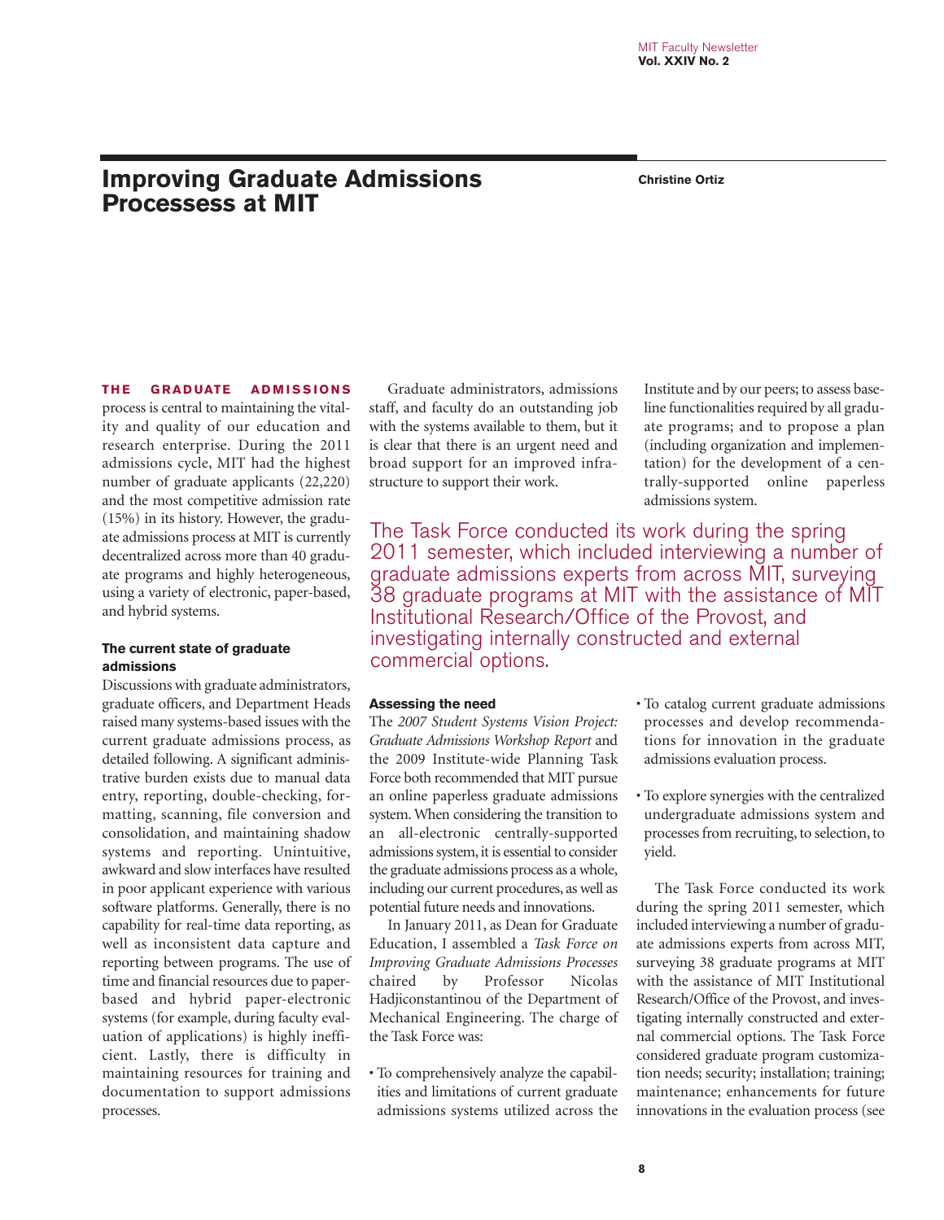# Improving Graduate Admissions Processess at MIT

**Christine Ortiz**

**THE GRADUATE ADMISSIONS** process is central to maintaining the vitality and quality of our education and research enterprise. During the 2011 admissions cycle, MIT had the highest number of graduate applicants (22,220) and the most competitive admission rate (15%) in its history. However, the graduate admissions process at MIT is currently decentralized across more than 40 graduate programs and highly heterogeneous, using a variety of electronic, paper-based, and hybrid systems.

### The current state of graduate admissions

Discussions with graduate administrators, graduate officers, and Department Heads raised many systems-based issues with the current graduate admissions process, as detailed following. A significant administrative burden exists due to manual data entry, reporting, double-checking, formatting, scanning, file conversion and consolidation, and maintaining shadow systems and reporting. Unintuitive, awkward and slow interfaces have resulted in poor applicant experience with various software platforms. Generally, there is no capability for real-time data reporting, as well as inconsistent data capture and reporting between programs. The use of time and financial resources due to paper-based and hybrid paper-electronic systems (for example, during faculty evaluation of applications) is highly inefficient. Lastly, there is difficulty in maintaining resources for training and documentation to support admissions processes.

Graduate administrators, admissions staff, and faculty do an outstanding job with the systems available to them, but it is clear that there is an urgent need and broad support for an improved infrastructure to support their work.

### Assessing the need

The *2007 Student Systems Vision Project: Graduate Admissions Workshop Report* and the 2009 Institute-wide Planning Task Force both recommended that MIT pursue an online paperless graduate admissions system. When considering the transition to an all-electronic centrally-supported admissions system, it is essential to consider the graduate admissions process as a whole, including our current procedures, as well as potential future needs and innovations.

In January 2011, as Dean for Graduate Education, I assembled a *Task Force on Improving Graduate Admissions Processes* chaired by Professor Nicolas Hadjiconstantinou of the Department of Mechanical Engineering. The charge of the Task Force was:

- To comprehensively analyze the capabilities and limitations of current graduate admissions systems utilized across the Institute and by our peers; to assess baseline functionalities required by all graduate programs; and to propose a plan (including organization and implementation) for the development of a centrally-supported online paperless admissions system.
- To catalog current graduate admissions processes and develop recommendations for innovation in the graduate admissions evaluation process.
- To explore synergies with the centralized undergraduate admissions system and processes from recruiting, to selection, to yield.

The Task Force conducted its work during the spring 2011 semester, which included interviewing a number of graduate admissions experts from across MIT, surveying 38 graduate programs at MIT with the assistance of MIT Institutional Research/Office of the Provost, and investigating internally constructed and external commercial options. The Task Force considered graduate program customization needs; security; installation; training; maintenance; enhancements for future innovations in the evaluation process (see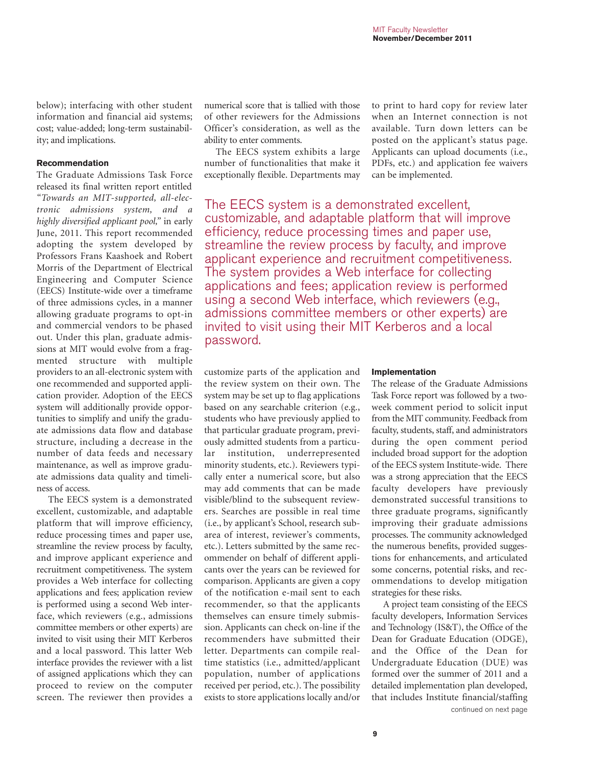below); interfacing with other student information and financial aid systems; cost; value-added; long-term sustainability; and implications.

### Recommendation

The Graduate Admissions Task Force released its final written report entitled "*Towards an MIT-supported, all-electronic admissions system, and a highly diversified applicant pool,*" in early June, 2011. This report recommended adopting the system developed by Professors Frans Kaashoek and Robert Morris of the Department of Electrical Engineering and Computer Science (EECS) Institute-wide over a timeframe of three admissions cycles, in a manner allowing graduate programs to opt-in and commercial vendors to be phased out. Under this plan, graduate admissions at MIT would evolve from a fragmented structure with multiple providers to an all-electronic system with one recommended and supported application provider. Adoption of the EECS system will additionally provide opportunities to simplify and unify the graduate admissions data flow and database structure, including a decrease in the number of data feeds and necessary maintenance, as well as improve graduate admissions data quality and timeliness of access.

The EECS system is a demonstrated excellent, customizable, and adaptable platform that will improve efficiency, reduce processing times and paper use, streamline the review process by faculty, and improve applicant experience and recruitment competitiveness. The system provides a Web interface for collecting applications and fees; application review is performed using a second Web interface, which reviewers (e.g., admissions committee members or other experts) are invited to visit using their MIT Kerberos and a local password. This latter Web interface provides the reviewer with a list of assigned applications which they can proceed to review on the computer screen. The reviewer then provides a numerical score that is tallied with those of other reviewers for the Admissions Officer's consideration, as well as the ability to enter comments.

The EECS system exhibits a large number of functionalities that make it exceptionally flexible. Departments may customize parts of the application and the review system on their own. The system may be set up to flag applications based on any searchable criterion (e.g., students who have previously applied to that particular graduate program, previously admitted students from a particular institution, underrepresented minority students, etc.). Reviewers typically enter a numerical score, but also may add comments that can be made visible/blind to the subsequent reviewers. Searches are possible in real time (i.e., by applicant's School, research subarea of interest, reviewer's comments, etc.). Letters submitted by the same recommender on behalf of different applicants over the years can be reviewed for comparison. Applicants are given a copy of the notification e-mail sent to each recommender, so that the applicants themselves can ensure timely submission. Applicants can check on-line if the recommenders have submitted their letter. Departments can compile real-time statistics (i.e., admitted/applicant population, number of applications received per period, etc.). The possibility exists to store applications locally and/or to print to hard copy for review later when an Internet connection is not available. Turn down letters can be posted on the applicant's status page. Applicants can upload documents (i.e., PDFs, etc.) and application fee waivers can be implemented.

> The EECS system is a demonstrated excellent, customizable, and adaptable platform that will improve efficiency, reduce processing times and paper use, streamline the review process by faculty, and improve applicant experience and recruitment competitiveness. The system provides a Web interface for collecting applications and fees; application review is performed using a second Web interface, which reviewers (e.g., admissions committee members or other experts) are invited to visit using their MIT Kerberos and a local password.

### Implementation

The release of the Graduate Admissions Task Force report was followed by a two-week comment period to solicit input from the MIT community. Feedback from faculty, students, staff, and administrators during the open comment period included broad support for the adoption of the EECS system Institute-wide. There was a strong appreciation that the EECS faculty developers have previously demonstrated successful transitions to three graduate programs, significantly improving their graduate admissions processes. The community acknowledged the numerous benefits, provided suggestions for enhancements, and articulated some concerns, potential risks, and recommendations to develop mitigation strategies for these risks.

A project team consisting of the EECS faculty developers, Information Services and Technology (IS&T), the Office of the Dean for Graduate Education (ODGE), and the Office of the Dean for Undergraduate Education (DUE) was formed over the summer of 2011 and a detailed implementation plan developed, that includes Institute financial/staffing

continued on next page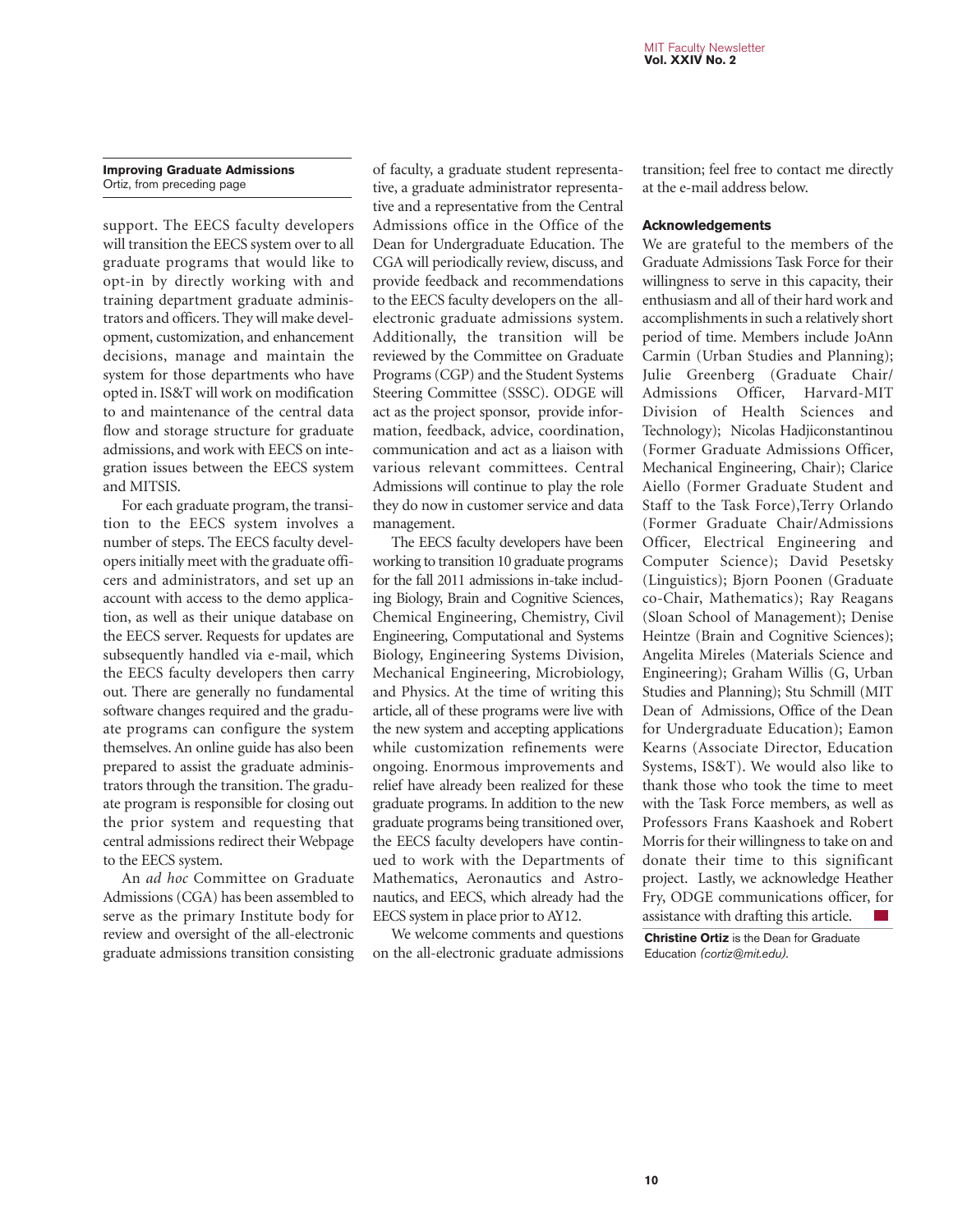**Improving Graduate Admissions**
Ortiz, from preceding page

support. The EECS faculty developers will transition the EECS system over to all graduate programs that would like to opt-in by directly working with and training department graduate administrators and officers. They will make development, customization, and enhancement decisions, manage and maintain the system for those departments who have opted in. IS&T will work on modification to and maintenance of the central data flow and storage structure for graduate admissions, and work with EECS on integration issues between the EECS system and MITSIS.

For each graduate program, the transition to the EECS system involves a number of steps. The EECS faculty developers initially meet with the graduate officers and administrators, and set up an account with access to the demo application, as well as their unique database on the EECS server. Requests for updates are subsequently handled via e-mail, which the EECS faculty developers then carry out. There are generally no fundamental software changes required and the graduate programs can configure the system themselves. An online guide has also been prepared to assist the graduate administrators through the transition. The graduate program is responsible for closing out the prior system and requesting that central admissions redirect their Webpage to the EECS system.

An *ad hoc* Committee on Graduate Admissions (CGA) has been assembled to serve as the primary Institute body for review and oversight of the all-electronic graduate admissions transition consisting of faculty, a graduate student representative, a graduate administrator representative and a representative from the Central Admissions office in the Office of the Dean for Undergraduate Education. The CGA will periodically review, discuss, and provide feedback and recommendations to the EECS faculty developers on the all-electronic graduate admissions system. Additionally, the transition will be reviewed by the Committee on Graduate Programs (CGP) and the Student Systems Steering Committee (SSSC). ODGE will act as the project sponsor, provide information, feedback, advice, coordination, communication and act as a liaison with various relevant committees. Central Admissions will continue to play the role they do now in customer service and data management.

The EECS faculty developers have been working to transition 10 graduate programs for the fall 2011 admissions in-take including Biology, Brain and Cognitive Sciences, Chemical Engineering, Chemistry, Civil Engineering, Computational and Systems Biology, Engineering Systems Division, Mechanical Engineering, Microbiology, and Physics. At the time of writing this article, all of these programs were live with the new system and accepting applications while customization refinements were ongoing. Enormous improvements and relief have already been realized for these graduate programs. In addition to the new graduate programs being transitioned over, the EECS faculty developers have continued to work with the Departments of Mathematics, Aeronautics and Astronautics, and EECS, which already had the EECS system in place prior to AY12.

We welcome comments and questions on the all-electronic graduate admissions transition; feel free to contact me directly at the e-mail address below.

### Acknowledgements

We are grateful to the members of the Graduate Admissions Task Force for their willingness to serve in this capacity, their enthusiasm and all of their hard work and accomplishments in such a relatively short period of time. Members include JoAnn Carmin (Urban Studies and Planning); Julie Greenberg (Graduate Chair/ Admissions Officer, Harvard-MIT Division of Health Sciences and Technology); Nicolas Hadjiconstantinou (Former Graduate Admissions Officer, Mechanical Engineering, Chair); Clarice Aiello (Former Graduate Student and Staff to the Task Force),Terry Orlando (Former Graduate Chair/Admissions Officer, Electrical Engineering and Computer Science); David Pesetsky (Linguistics); Bjorn Poonen (Graduate co-Chair, Mathematics); Ray Reagans (Sloan School of Management); Denise Heintze (Brain and Cognitive Sciences); Angelita Mireles (Materials Science and Engineering); Graham Willis (G, Urban Studies and Planning); Stu Schmill (MIT Dean of Admissions, Office of the Dean for Undergraduate Education); Eamon Kearns (Associate Director, Education Systems, IS&T). We would also like to thank those who took the time to meet with the Task Force members, as well as Professors Frans Kaashoek and Robert Morris for their willingness to take on and donate their time to this significant project. Lastly, we acknowledge Heather Fry, ODGE communications officer, for assistance with drafting this article.

**Christine Ortiz** is the Dean for Graduate Education *(cortiz@mit.edu).*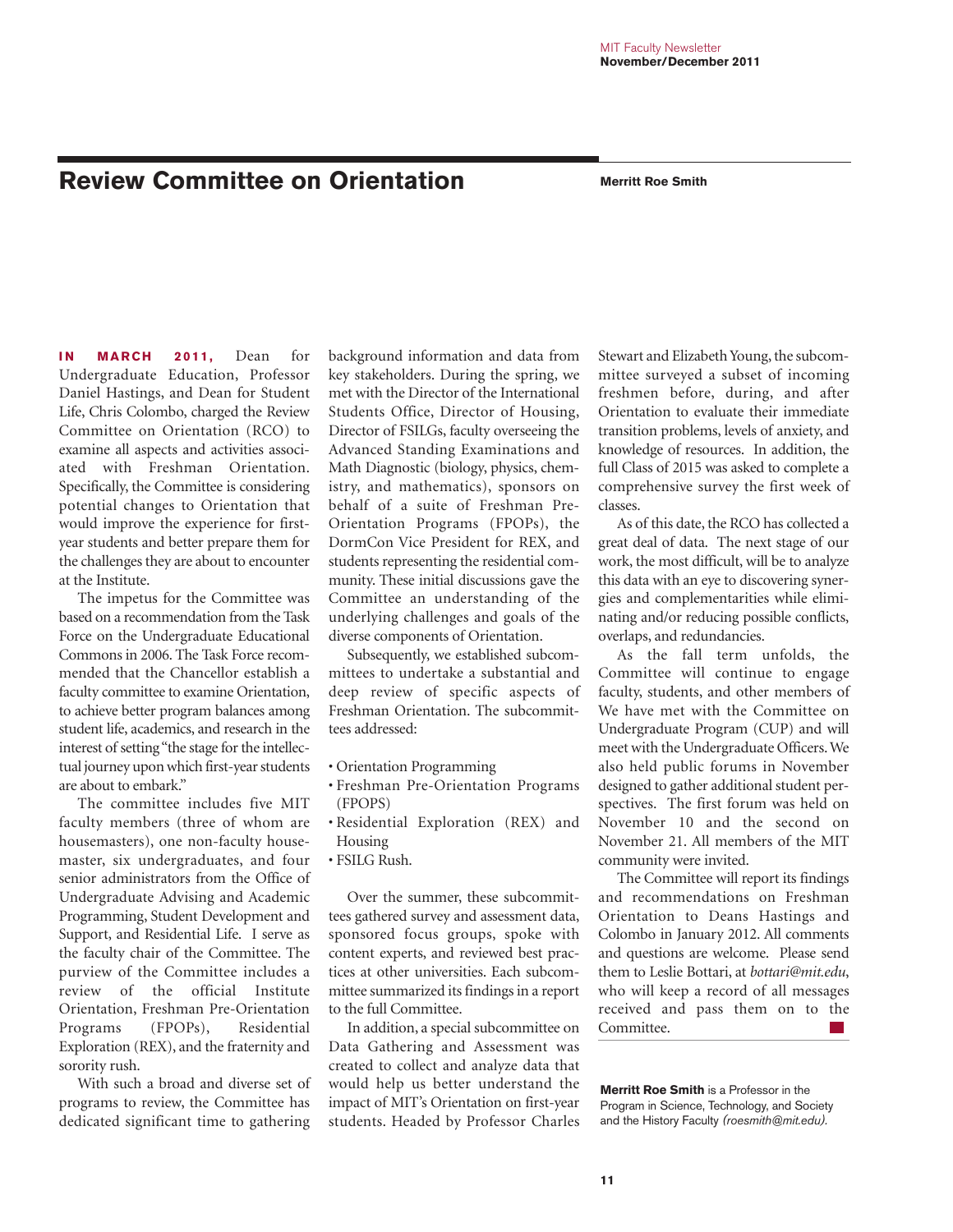# Review Committee on Orientation

**Merritt Roe Smith**

**IN MARCH 2011,** Dean for Undergraduate Education, Professor Daniel Hastings, and Dean for Student Life, Chris Colombo, charged the Review Committee on Orientation (RCO) to examine all aspects and activities associated with Freshman Orientation. Specifically, the Committee is considering potential changes to Orientation that would improve the experience for first-year students and better prepare them for the challenges they are about to encounter at the Institute.

The impetus for the Committee was based on a recommendation from the Task Force on the Undergraduate Educational Commons in 2006. The Task Force recommended that the Chancellor establish a faculty committee to examine Orientation, to achieve better program balances among student life, academics, and research in the interest of setting "the stage for the intellectual journey upon which first-year students are about to embark."

The committee includes five MIT faculty members (three of whom are housemasters), one non-faculty housemaster, six undergraduates, and four senior administrators from the Office of Undergraduate Advising and Academic Programming, Student Development and Support, and Residential Life. I serve as the faculty chair of the Committee. The purview of the Committee includes a review of the official Institute Orientation, Freshman Pre-Orientation Programs (FPOPs), Residential Exploration (REX), and the fraternity and sorority rush.

With such a broad and diverse set of programs to review, the Committee has dedicated significant time to gathering background information and data from key stakeholders. During the spring, we met with the Director of the International Students Office, Director of Housing, Director of FSILGs, faculty overseeing the Advanced Standing Examinations and Math Diagnostic (biology, physics, chemistry, and mathematics), sponsors on behalf of a suite of Freshman Pre-Orientation Programs (FPOPs), the DormCon Vice President for REX, and students representing the residential community. These initial discussions gave the Committee an understanding of the underlying challenges and goals of the diverse components of Orientation.

Subsequently, we established subcommittees to undertake a substantial and deep review of specific aspects of Freshman Orientation. The subcommittees addressed:

- Orientation Programming
- Freshman Pre-Orientation Programs (FPOPS)
- Residential Exploration (REX) and Housing
- FSILG Rush.

Over the summer, these subcommittees gathered survey and assessment data, sponsored focus groups, spoke with content experts, and reviewed best practices at other universities. Each subcommittee summarized its findings in a report to the full Committee.

In addition, a special subcommittee on Data Gathering and Assessment was created to collect and analyze data that would help us better understand the impact of MIT's Orientation on first-year students. Headed by Professor Charles Stewart and Elizabeth Young, the subcommittee surveyed a subset of incoming freshmen before, during, and after Orientation to evaluate their immediate transition problems, levels of anxiety, and knowledge of resources. In addition, the full Class of 2015 was asked to complete a comprehensive survey the first week of classes.

As of this date, the RCO has collected a great deal of data. The next stage of our work, the most difficult, will be to analyze this data with an eye to discovering synergies and complementarities while eliminating and/or reducing possible conflicts, overlaps, and redundancies.

As the fall term unfolds, the Committee will continue to engage faculty, students, and other members of We have met with the Committee on Undergraduate Program (CUP) and will meet with the Undergraduate Officers. We also held public forums in November designed to gather additional student perspectives. The first forum was held on November 10 and the second on November 21. All members of the MIT community were invited.

The Committee will report its findings and recommendations on Freshman Orientation to Deans Hastings and Colombo in January 2012. All comments and questions are welcome. Please send them to Leslie Bottari, at *bottari@mit.edu*, who will keep a record of all messages received and pass them on to the Committee.

**Merritt Roe Smith** is a Professor in the Program in Science, Technology, and Society and the History Faculty *(roesmith@mit.edu).*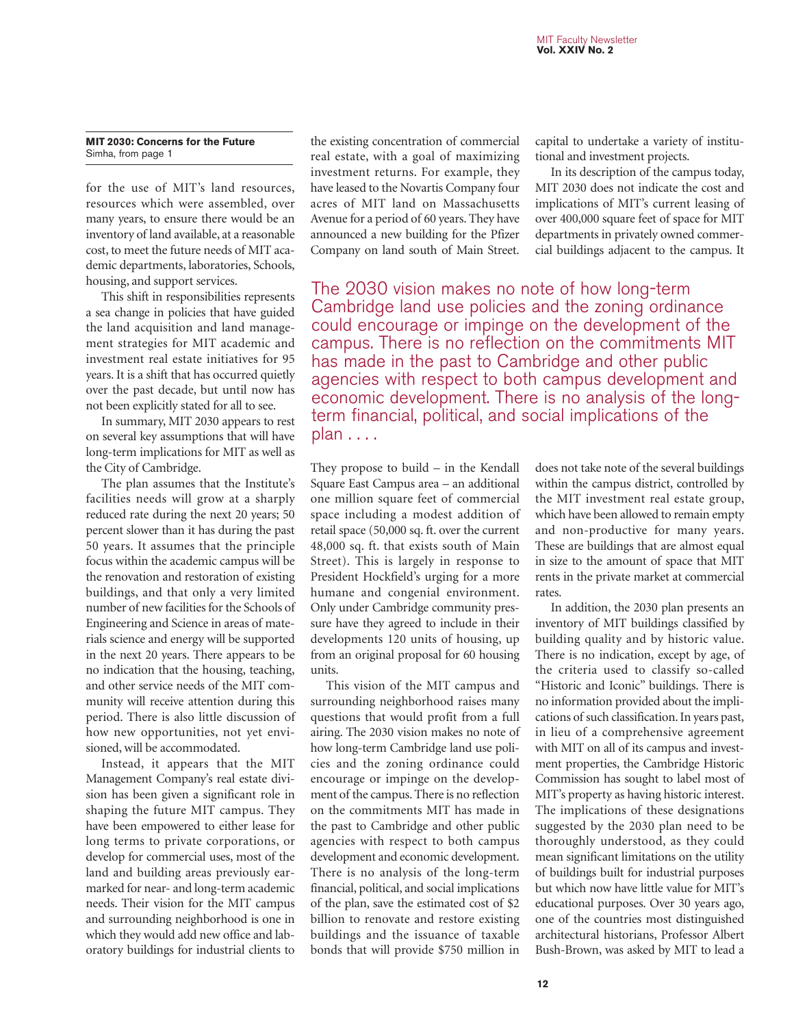**MIT 2030: Concerns for the Future**
Simha, from page 1

for the use of MIT's land resources, resources which were assembled, over many years, to ensure there would be an inventory of land available, at a reasonable cost, to meet the future needs of MIT academic departments, laboratories, Schools, housing, and support services.

This shift in responsibilities represents a sea change in policies that have guided the land acquisition and land management strategies for MIT academic and investment real estate initiatives for 95 years. It is a shift that has occurred quietly over the past decade, but until now has not been explicitly stated for all to see.

In summary, MIT 2030 appears to rest on several key assumptions that will have long-term implications for MIT as well as the City of Cambridge.

The plan assumes that the Institute's facilities needs will grow at a sharply reduced rate during the next 20 years; 50 percent slower than it has during the past 50 years. It assumes that the principle focus within the academic campus will be the renovation and restoration of existing buildings, and that only a very limited number of new facilities for the Schools of Engineering and Science in areas of materials science and energy will be supported in the next 20 years. There appears to be no indication that the housing, teaching, and other service needs of the MIT community will receive attention during this period. There is also little discussion of how new opportunities, not yet envisioned, will be accommodated.

Instead, it appears that the MIT Management Company's real estate division has been given a significant role in shaping the future MIT campus. They have been empowered to either lease for long terms to private corporations, or develop for commercial uses, most of the land and building areas previously earmarked for near- and long-term academic needs. Their vision for the MIT campus and surrounding neighborhood is one in which they would add new office and laboratory buildings for industrial clients to the existing concentration of commercial real estate, with a goal of maximizing investment returns. For example, they have leased to the Novartis Company four acres of MIT land on Massachusetts Avenue for a period of 60 years. They have announced a new building for the Pfizer Company on land south of Main Street.

> The 2030 vision makes no note of how long-term Cambridge land use policies and the zoning ordinance could encourage or impinge on the development of the campus. There is no reflection on the commitments MIT has made in the past to Cambridge and other public agencies with respect to both campus development and economic development. There is no analysis of the long-term financial, political, and social implications of the plan . . . .

They propose to build – in the Kendall Square East Campus area – an additional one million square feet of commercial space including a modest addition of retail space (50,000 sq. ft. over the current 48,000 sq. ft. that exists south of Main Street). This is largely in response to President Hockfield's urging for a more humane and congenial environment. Only under Cambridge community pressure have they agreed to include in their developments 120 units of housing, up from an original proposal for 60 housing units.

This vision of the MIT campus and surrounding neighborhood raises many questions that would profit from a full airing. The 2030 vision makes no note of how long-term Cambridge land use policies and the zoning ordinance could encourage or impinge on the development of the campus. There is no reflection on the commitments MIT has made in the past to Cambridge and other public agencies with respect to both campus development and economic development. There is no analysis of the long-term financial, political, and social implications of the plan, save the estimated cost of $2 billion to renovate and restore existing buildings and the issuance of taxable bonds that will provide $750 million in capital to undertake a variety of institutional and investment projects.

In its description of the campus today, MIT 2030 does not indicate the cost and implications of MIT's current leasing of over 400,000 square feet of space for MIT departments in privately owned commercial buildings adjacent to the campus. It does not take note of the several buildings within the campus district, controlled by the MIT investment real estate group, which have been allowed to remain empty and non-productive for many years. These are buildings that are almost equal in size to the amount of space that MIT rents in the private market at commercial rates.

In addition, the 2030 plan presents an inventory of MIT buildings classified by building quality and by historic value. There is no indication, except by age, of the criteria used to classify so-called "Historic and Iconic" buildings. There is no information provided about the implications of such classification. In years past, in lieu of a comprehensive agreement with MIT on all of its campus and investment properties, the Cambridge Historic Commission has sought to label most of MIT's property as having historic interest. The implications of these designations suggested by the 2030 plan need to be thoroughly understood, as they could mean significant limitations on the utility of buildings built for industrial purposes but which now have little value for MIT's educational purposes. Over 30 years ago, one of the countries most distinguished architectural historians, Professor Albert Bush-Brown, was asked by MIT to lead a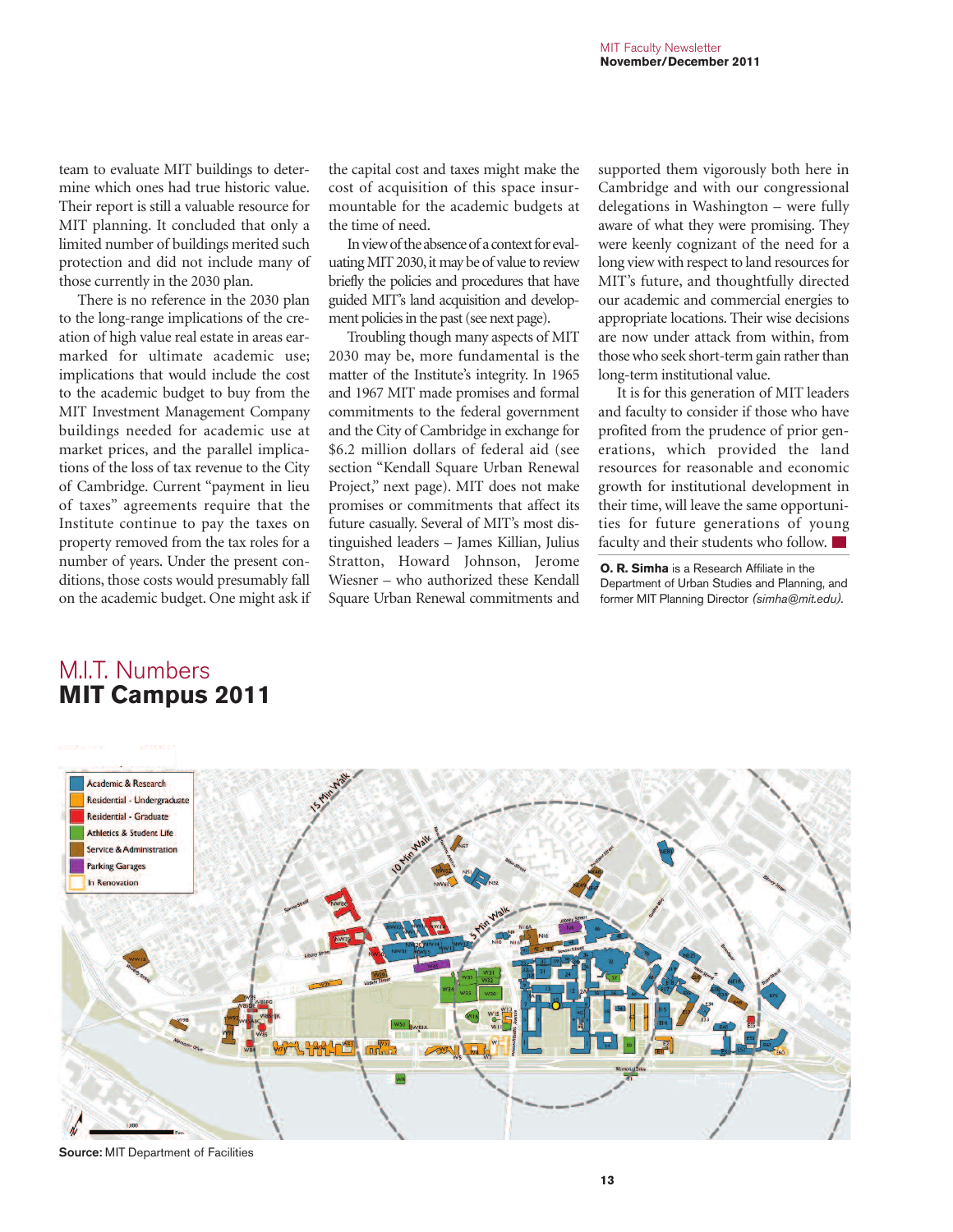team to evaluate MIT buildings to determine which ones had true historic value. Their report is still a valuable resource for MIT planning. It concluded that only a limited number of buildings merited such protection and did not include many of those currently in the 2030 plan.

There is no reference in the 2030 plan to the long-range implications of the creation of high value real estate in areas earmarked for ultimate academic use; implications that would include the cost to the academic budget to buy from the MIT Investment Management Company buildings needed for academic use at market prices, and the parallel implications of the loss of tax revenue to the City of Cambridge. Current "payment in lieu of taxes" agreements require that the Institute continue to pay the taxes on property removed from the tax roles for a number of years. Under the present conditions, those costs would presumably fall on the academic budget. One might ask if the capital cost and taxes might make the cost of acquisition of this space insurmountable for the academic budgets at the time of need.

In view of the absence of a context for evaluating MIT 2030, it may be of value to review briefly the policies and procedures that have guided MIT's land acquisition and development policies in the past (see next page).

Troubling though many aspects of MIT 2030 may be, more fundamental is the matter of the Institute's integrity. In 1965 and 1967 MIT made promises and formal commitments to the federal government and the City of Cambridge in exchange for $6.2 million dollars of federal aid (see section "Kendall Square Urban Renewal Project," next page). MIT does not make promises or commitments that affect its future casually. Several of MIT's most distinguished leaders – James Killian, Julius Stratton, Howard Johnson, Jerome Wiesner – who authorized these Kendall Square Urban Renewal commitments and supported them vigorously both here in Cambridge and with our congressional delegations in Washington – were fully aware of what they were promising. They were keenly cognizant of the need for a long view with respect to land resources for MIT's future, and thoughtfully directed our academic and commercial energies to appropriate locations. Their wise decisions are now under attack from within, from those who seek short-term gain rather than long-term institutional value.

It is for this generation of MIT leaders and faculty to consider if those who have profited from the prudence of prior generations, which provided the land resources for reasonable and economic growth for institutional development in their time, will leave the same opportunities for future generations of young faculty and their students who follow.

**O. R. Simha** is a Research Affiliate in the Department of Urban Studies and Planning, and former MIT Planning Director *(simha@mit.edu).*

# M.I.T. Numbers
## MIT Campus 2011

**Source:** MIT Department of Facilities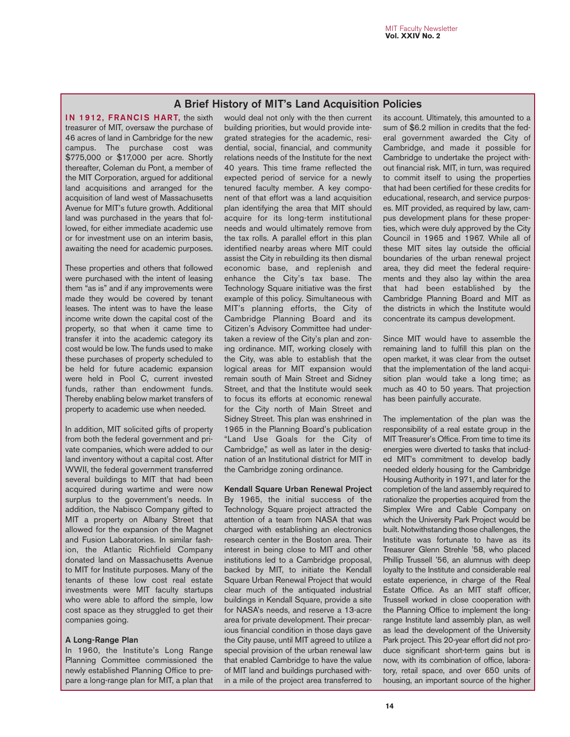## A Brief History of MIT's Land Acquisition Policies

**IN 1912, FRANCIS HART,** the sixth treasurer of MIT, oversaw the purchase of 46 acres of land in Cambridge for the new campus. The purchase cost was $775,000 or $17,000 per acre. Shortly thereafter, Coleman du Pont, a member of the MIT Corporation, argued for additional land acquisitions and arranged for the acquisition of land west of Massachusetts Avenue for MIT's future growth. Additional land was purchased in the years that followed, for either immediate academic use or for investment use on an interim basis, awaiting the need for academic purposes.

These properties and others that followed were purchased with the intent of leasing them "as is" and if any improvements were made they would be covered by tenant leases. The intent was to have the lease income write down the capital cost of the property, so that when it came time to transfer it into the academic category its cost would be low. The funds used to make these purchases of property scheduled to be held for future academic expansion were held in Pool C, current invested funds, rather than endowment funds. Thereby enabling below market transfers of property to academic use when needed.

In addition, MIT solicited gifts of property from both the federal government and private companies, which were added to our land inventory without a capital cost. After WWII, the federal government transferred several buildings to MIT that had been acquired during wartime and were now surplus to the government's needs. In addition, the Nabisco Company gifted to MIT a property on Albany Street that allowed for the expansion of the Magnet and Fusion Laboratories. In similar fashion, the Atlantic Richfield Company donated land on Massachusetts Avenue to MIT for Institute purposes. Many of the tenants of these low cost real estate investments were MIT faculty startups who were able to afford the simple, low cost space as they struggled to get their companies going.

### A Long-Range Plan

In 1960, the Institute's Long Range Planning Committee commissioned the newly established Planning Office to prepare a long-range plan for MIT, a plan that would deal not only with the then current building priorities, but would provide integrated strategies for the academic, residential, social, financial, and community relations needs of the Institute for the next 40 years. This time frame reflected the expected period of service for a newly tenured faculty member. A key component of that effort was a land acquisition plan identifying the area that MIT should acquire for its long-term institutional needs and would ultimately remove from the tax rolls. A parallel effort in this plan identified nearby areas where MIT could assist the City in rebuilding its then dismal economic base, and replenish and enhance the City's tax base. The Technology Square initiative was the first example of this policy. Simultaneous with MIT's planning efforts, the City of Cambridge Planning Board and its Citizen's Advisory Committee had undertaken a review of the City's plan and zoning ordinance. MIT, working closely with the City, was able to establish that the logical areas for MIT expansion would remain south of Main Street and Sidney Street, and that the Institute would seek to focus its efforts at economic renewal for the City north of Main Street and Sidney Street. This plan was enshrined in 1965 in the Planning Board's publication "Land Use Goals for the City of Cambridge," as well as later in the designation of an Institutional district for MIT in the Cambridge zoning ordinance.

### Kendall Square Urban Renewal Project

By 1965, the initial success of the Technology Square project attracted the attention of a team from NASA that was charged with establishing an electronics research center in the Boston area. Their interest in being close to MIT and other institutions led to a Cambridge proposal, backed by MIT, to initiate the Kendall Square Urban Renewal Project that would clear much of the antiquated industrial buildings in Kendall Square, provide a site for NASA's needs, and reserve a 13-acre area for private development. Their precarious financial condition in those days gave the City pause, until MIT agreed to utilize a special provision of the urban renewal law that enabled Cambridge to have the value of MIT land and buildings purchased within a mile of the project area transferred to its account. Ultimately, this amounted to a sum of $6.2 million in credits that the federal government awarded the City of Cambridge, and made it possible for Cambridge to undertake the project without financial risk. MIT, in turn, was required to commit itself to using the properties that had been certified for these credits for educational, research, and service purposes. MIT provided, as required by law, campus development plans for these properties, which were duly approved by the City Council in 1965 and 1967. While all of these MIT sites lay outside the official boundaries of the urban renewal project area, they did meet the federal requirements and they also lay within the area that had been established by the Cambridge Planning Board and MIT as the districts in which the Institute would concentrate its campus development.

Since MIT would have to assemble the remaining land to fulfill this plan on the open market, it was clear from the outset that the implementation of the land acquisition plan would take a long time; as much as 40 to 50 years. That projection has been painfully accurate.

The implementation of the plan was the responsibility of a real estate group in the MIT Treasurer's Office. From time to time its energies were diverted to tasks that included MIT's commitment to develop badly needed elderly housing for the Cambridge Housing Authority in 1971, and later for the completion of the land assembly required to rationalize the properties acquired from the Simplex Wire and Cable Company on which the University Park Project would be built. Notwithstanding those challenges, the Institute was fortunate to have as its Treasurer Glenn Strehle '58, who placed Phillip Trussell '56, an alumnus with deep loyalty to the Institute and considerable real estate experience, in charge of the Real Estate Office. As an MIT staff officer, Trussell worked in close cooperation with the Planning Office to implement the long-range Institute land assembly plan, as well as lead the development of the University Park project. This 20-year effort did not produce significant short-term gains but is now, with its combination of office, laboratory, retail space, and over 650 units of housing, an important source of the higher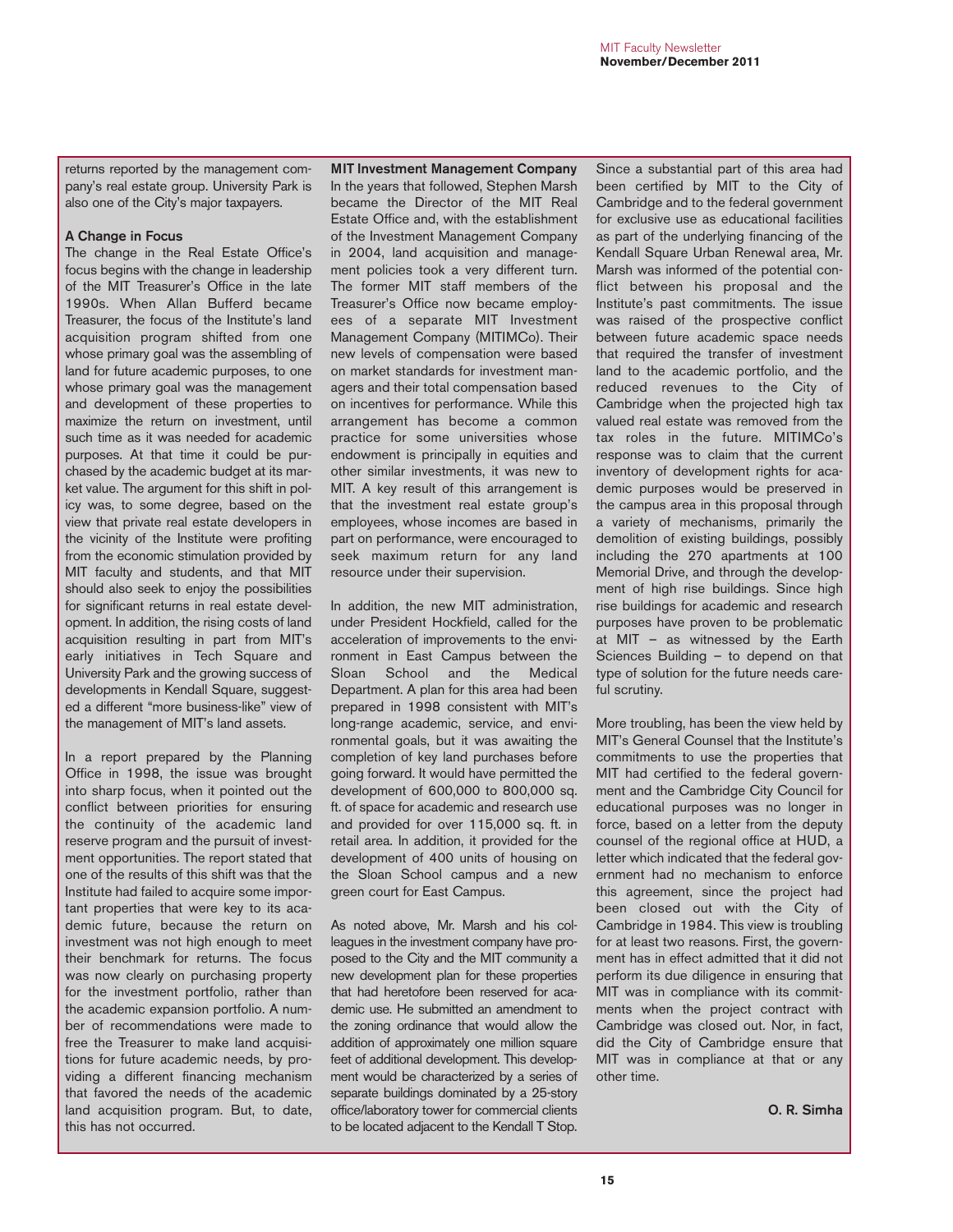returns reported by the management company's real estate group. University Park is also one of the City's major taxpayers.

### A Change in Focus

The change in the Real Estate Office's focus begins with the change in leadership of the MIT Treasurer's Office in the late 1990s. When Allan Bufferd became Treasurer, the focus of the Institute's land acquisition program shifted from one whose primary goal was the assembling of land for future academic purposes, to one whose primary goal was the management and development of these properties to maximize the return on investment, until such time as it was needed for academic purposes. At that time it could be purchased by the academic budget at its market value. The argument for this shift in policy was, to some degree, based on the view that private real estate developers in the vicinity of the Institute were profiting from the economic stimulation provided by MIT faculty and students, and that MIT should also seek to enjoy the possibilities for significant returns in real estate development. In addition, the rising costs of land acquisition resulting in part from MIT's early initiatives in Tech Square and University Park and the growing success of developments in Kendall Square, suggested a different "more business-like" view of the management of MIT's land assets.

In a report prepared by the Planning Office in 1998, the issue was brought into sharp focus, when it pointed out the conflict between priorities for ensuring the continuity of the academic land reserve program and the pursuit of investment opportunities. The report stated that one of the results of this shift was that the Institute had failed to acquire some important properties that were key to its academic future, because the return on investment was not high enough to meet their benchmark for returns. The focus was now clearly on purchasing property for the investment portfolio, rather than the academic expansion portfolio. A number of recommendations were made to free the Treasurer to make land acquisitions for future academic needs, by providing a different financing mechanism that favored the needs of the academic land acquisition program. But, to date, this has not occurred.

### MIT Investment Management Company

In the years that followed, Stephen Marsh became the Director of the MIT Real Estate Office and, with the establishment of the Investment Management Company in 2004, land acquisition and management policies took a very different turn. The former MIT staff members of the Treasurer's Office now became employees of a separate MIT Investment Management Company (MITIMCo). Their new levels of compensation were based on market standards for investment managers and their total compensation based on incentives for performance. While this arrangement has become a common practice for some universities whose endowment is principally in equities and other similar investments, it was new to MIT. A key result of this arrangement is that the investment real estate group's employees, whose incomes are based in part on performance, were encouraged to seek maximum return for any land resource under their supervision.

In addition, the new MIT administration, under President Hockfield, called for the acceleration of improvements to the environment in East Campus between the Sloan School and the Medical Department. A plan for this area had been prepared in 1998 consistent with MIT's long-range academic, service, and environmental goals, but it was awaiting the completion of key land purchases before going forward. It would have permitted the development of 600,000 to 800,000 sq. ft. of space for academic and research use and provided for over 115,000 sq. ft. in retail area. In addition, it provided for the development of 400 units of housing on the Sloan School campus and a new green court for East Campus.

As noted above, Mr. Marsh and his colleagues in the investment company have proposed to the City and the MIT community a new development plan for these properties that had heretofore been reserved for academic use. He submitted an amendment to the zoning ordinance that would allow the addition of approximately one million square feet of additional development. This development would be characterized by a series of separate buildings dominated by a 25-story office/laboratory tower for commercial clients to be located adjacent to the Kendall T Stop.

Since a substantial part of this area had been certified by MIT to the City of Cambridge and to the federal government for exclusive use as educational facilities as part of the underlying financing of the Kendall Square Urban Renewal area, Mr. Marsh was informed of the potential conflict between his proposal and the Institute's past commitments. The issue was raised of the prospective conflict between future academic space needs that required the transfer of investment land to the academic portfolio, and the reduced revenues to the City of Cambridge when the projected high tax valued real estate was removed from the tax roles in the future. MITIMCo's response was to claim that the current inventory of development rights for academic purposes would be preserved in the campus area in this proposal through a variety of mechanisms, primarily the demolition of existing buildings, possibly including the 270 apartments at 100 Memorial Drive, and through the development of high rise buildings. Since high rise buildings for academic and research purposes have proven to be problematic at MIT – as witnessed by the Earth Sciences Building – to depend on that type of solution for the future needs careful scrutiny.

More troubling, has been the view held by MIT's General Counsel that the Institute's commitments to use the properties that MIT had certified to the federal government and the Cambridge City Council for educational purposes was no longer in force, based on a letter from the deputy counsel of the regional office at HUD, a letter which indicated that the federal government had no mechanism to enforce this agreement, since the project had been closed out with the City of Cambridge in 1984. This view is troubling for at least two reasons. First, the government has in effect admitted that it did not perform its due diligence in ensuring that MIT was in compliance with its commitments when the project contract with Cambridge was closed out. Nor, in fact, did the City of Cambridge ensure that MIT was in compliance at that or any other time.

**O. R. Simha**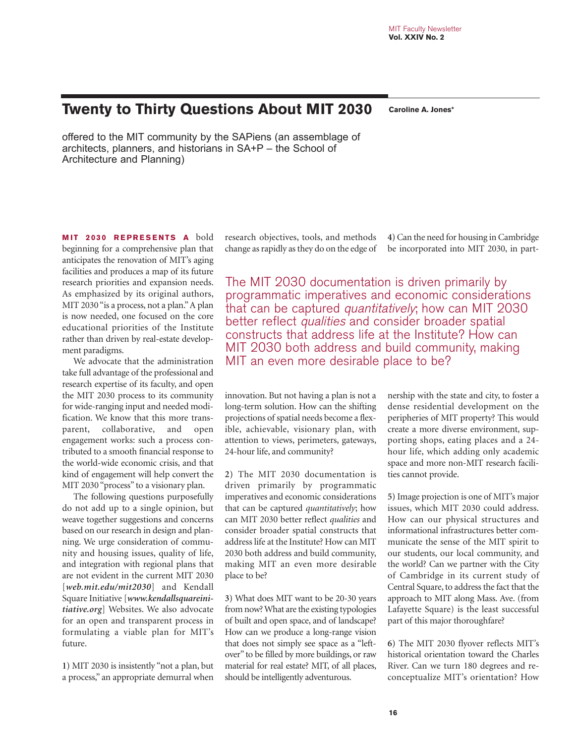# Twenty to Thirty Questions About MIT 2030

**Caroline A. Jones***

offered to the MIT community by the SAPiens (an assemblage of architects, planners, and historians in SA+P – the School of Architecture and Planning)

**MIT 2030 REPRESENTS A** bold beginning for a comprehensive plan that anticipates the renovation of MIT's aging facilities and produces a map of its future research priorities and expansion needs. As emphasized by its original authors, MIT 2030 "is a process, not a plan." A plan is now needed, one focused on the core educational priorities of the Institute rather than driven by real-estate development paradigms.

We advocate that the administration take full advantage of the professional and research expertise of its faculty, and open the MIT 2030 process to its community for wide-ranging input and needed modification. We know that this more transparent, collaborative, and open engagement works: such a process contributed to a smooth financial response to the world-wide economic crisis, and that kind of engagement will help convert the MIT 2030 "process" to a visionary plan.

The following questions purposefully do not add up to a single opinion, but weave together suggestions and concerns based on our research in design and planning. We urge consideration of community and housing issues, quality of life, and integration with regional plans that are not evident in the current MIT 2030 [***web.mit.edu/mit2030***] and Kendall Square Initiative [***www.kendallsquareinitiative.org***] Websites. We also advocate for an open and transparent process in formulating a viable plan for MIT's future.

**1**) MIT 2030 is insistently "not a plan, but a process," an appropriate demurral when research objectives, tools, and methods change as rapidly as they do on the edge of innovation. But not having a plan is not a long-term solution. How can the shifting projections of spatial needs become a flexible, achievable, visionary plan, with attention to views, perimeters, gateways, 24-hour life, and community?

> The MIT 2030 documentation is driven primarily by programmatic imperatives and economic considerations that can be captured *quantitatively*; how can MIT 2030 better reflect *qualities* and consider broader spatial constructs that address life at the Institute? How can MIT 2030 both address and build community, making MIT an even more desirable place to be?

**2**) The MIT 2030 documentation is driven primarily by programmatic imperatives and economic considerations that can be captured *quantitatively*; how can MIT 2030 better reflect *qualities* and consider broader spatial constructs that address life at the Institute? How can MIT 2030 both address and build community, making MIT an even more desirable place to be?

**3**) What does MIT want to be 20-30 years from now? What are the existing typologies of built and open space, and of landscape? How can we produce a long-range vision that does not simply see space as a "left-over" to be filled by more buildings, or raw material for real estate? MIT, of all places, should be intelligently adventurous.

**4**) Can the need for housing in Cambridge be incorporated into MIT 2030, in partnership with the state and city, to foster a dense residential development on the peripheries of MIT property? This would create a more diverse environment, supporting shops, eating places and a 24-hour life, which adding only academic space and more non-MIT research facilities cannot provide.

**5**) Image projection is one of MIT's major issues, which MIT 2030 could address. How can our physical structures and informational infrastructures better communicate the sense of the MIT spirit to our students, our local community, and the world? Can we partner with the City of Cambridge in its current study of Central Square, to address the fact that the approach to MIT along Mass. Ave. (from Lafayette Square) is the least successful part of this major thoroughfare?

**6**) The MIT 2030 flyover reflects MIT's historical orientation toward the Charles River. Can we turn 180 degrees and re-conceptualize MIT's orientation? How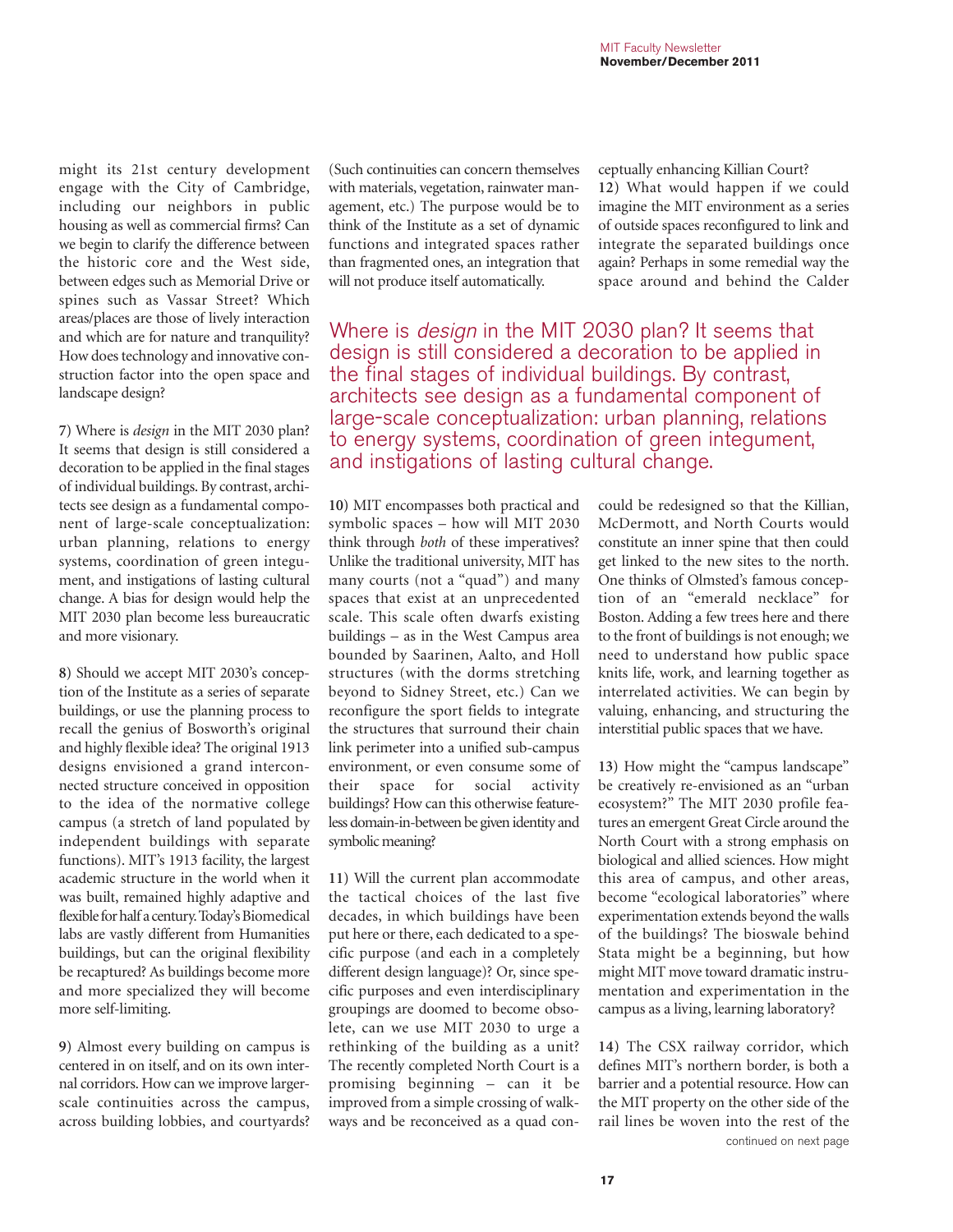might its 21st century development engage with the City of Cambridge, including our neighbors in public housing as well as commercial firms? Can we begin to clarify the difference between the historic core and the West side, between edges such as Memorial Drive or spines such as Vassar Street? Which areas/places are those of lively interaction and which are for nature and tranquility? How does technology and innovative construction factor into the open space and landscape design?

**7**) Where is *design* in the MIT 2030 plan? It seems that design is still considered a decoration to be applied in the final stages of individual buildings. By contrast, architects see design as a fundamental component of large-scale conceptualization: urban planning, relations to energy systems, coordination of green integument, and instigations of lasting cultural change. A bias for design would help the MIT 2030 plan become less bureaucratic and more visionary.

**8**) Should we accept MIT 2030's conception of the Institute as a series of separate buildings, or use the planning process to recall the genius of Bosworth's original and highly flexible idea? The original 1913 designs envisioned a grand interconnected structure conceived in opposition to the idea of the normative college campus (a stretch of land populated by independent buildings with separate functions). MIT's 1913 facility, the largest academic structure in the world when it was built, remained highly adaptive and flexible for half a century. Today's Biomedical labs are vastly different from Humanities buildings, but can the original flexibility be recaptured? As buildings become more and more specialized they will become more self-limiting.

**9**) Almost every building on campus is centered in on itself, and on its own internal corridors. How can we improve larger-scale continuities across the campus, across building lobbies, and courtyards? (Such continuities can concern themselves with materials, vegetation, rainwater management, etc.) The purpose would be to think of the Institute as a set of dynamic functions and integrated spaces rather than fragmented ones, an integration that will not produce itself automatically.

Where is *design* in the MIT 2030 plan? It seems that design is still considered a decoration to be applied in the final stages of individual buildings. By contrast, architects see design as a fundamental component of large-scale conceptualization: urban planning, relations to energy systems, coordination of green integument, and instigations of lasting cultural change.

**10**) MIT encompasses both practical and symbolic spaces – how will MIT 2030 think through *both* of these imperatives? Unlike the traditional university, MIT has many courts (not a "quad") and many spaces that exist at an unprecedented scale. This scale often dwarfs existing buildings – as in the West Campus area bounded by Saarinen, Aalto, and Holl structures (with the dorms stretching beyond to Sidney Street, etc.) Can we reconfigure the sport fields to integrate the structures that surround their chain link perimeter into a unified sub-campus environment, or even consume some of their space for social activity buildings? How can this otherwise featureless domain-in-between be given identity and symbolic meaning?

**11**) Will the current plan accommodate the tactical choices of the last five decades, in which buildings have been put here or there, each dedicated to a specific purpose (and each in a completely different design language)? Or, since specific purposes and even interdisciplinary groupings are doomed to become obsolete, can we use MIT 2030 to urge a rethinking of the building as a unit? The recently completed North Court is a promising beginning – can it be improved from a simple crossing of walkways and be reconceived as a quad conceptually enhancing Killian Court?

**12**) What would happen if we could imagine the MIT environment as a series of outside spaces reconfigured to link and integrate the separated buildings once again? Perhaps in some remedial way the space around and behind the Calder could be redesigned so that the Killian, McDermott, and North Courts would constitute an inner spine that then could get linked to the new sites to the north. One thinks of Olmsted's famous conception of an "emerald necklace" for Boston. Adding a few trees here and there to the front of buildings is not enough; we need to understand how public space knits life, work, and learning together as interrelated activities. We can begin by valuing, enhancing, and structuring the interstitial public spaces that we have.

**13**) How might the "campus landscape" be creatively re-envisioned as an "urban ecosystem?" The MIT 2030 profile features an emergent Great Circle around the North Court with a strong emphasis on biological and allied sciences. How might this area of campus, and other areas, become "ecological laboratories" where experimentation extends beyond the walls of the buildings? The bioswale behind Stata might be a beginning, but how might MIT move toward dramatic instrumentation and experimentation in the campus as a living, learning laboratory?

**14**) The CSX railway corridor, which defines MIT's northern border, is both a barrier and a potential resource. How can the MIT property on the other side of the rail lines be woven into the rest of the

continued on next page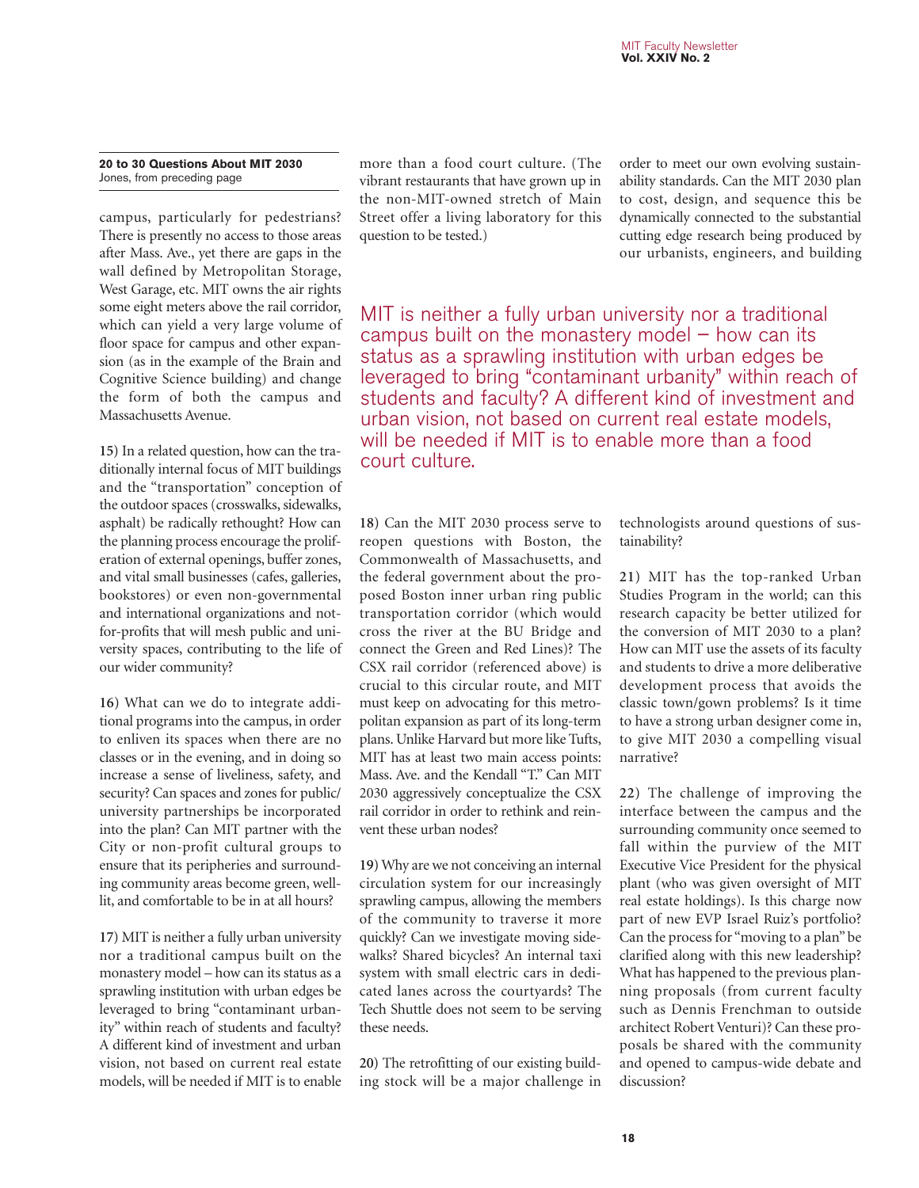**20 to 30 Questions About MIT 2030**
Jones, from preceding page

campus, particularly for pedestrians? There is presently no access to those areas after Mass. Ave., yet there are gaps in the wall defined by Metropolitan Storage, West Garage, etc. MIT owns the air rights some eight meters above the rail corridor, which can yield a very large volume of floor space for campus and other expansion (as in the example of the Brain and Cognitive Science building) and change the form of both the campus and Massachusetts Avenue.

**15**) In a related question, how can the traditionally internal focus of MIT buildings and the "transportation" conception of the outdoor spaces (crosswalks, sidewalks, asphalt) be radically rethought? How can the planning process encourage the proliferation of external openings, buffer zones, and vital small businesses (cafes, galleries, bookstores) or even non-governmental and international organizations and not-for-profits that will mesh public and university spaces, contributing to the life of our wider community?

**16**) What can we do to integrate additional programs into the campus, in order to enliven its spaces when there are no classes or in the evening, and in doing so increase a sense of liveliness, safety, and security? Can spaces and zones for public/university partnerships be incorporated into the plan? Can MIT partner with the City or non-profit cultural groups to ensure that its peripheries and surrounding community areas become green, well-lit, and comfortable to be in at all hours?

**17**) MIT is neither a fully urban university nor a traditional campus built on the monastery model – how can its status as a sprawling institution with urban edges be leveraged to bring "contaminant urbanity" within reach of students and faculty? A different kind of investment and urban vision, not based on current real estate models, will be needed if MIT is to enable more than a food court culture. (The vibrant restaurants that have grown up in the non-MIT-owned stretch of Main Street offer a living laboratory for this question to be tested.)

**18**) Can the MIT 2030 process serve to reopen questions with Boston, the Commonwealth of Massachusetts, and the federal government about the proposed Boston inner urban ring public transportation corridor (which would cross the river at the BU Bridge and connect the Green and Red Lines)? The CSX rail corridor (referenced above) is crucial to this circular route, and MIT must keep on advocating for this metropolitan expansion as part of its long-term plans. Unlike Harvard but more like Tufts, MIT has at least two main access points: Mass. Ave. and the Kendall "T." Can MIT 2030 aggressively conceptualize the CSX rail corridor in order to rethink and reinvent these urban nodes?

**19**) Why are we not conceiving an internal circulation system for our increasingly sprawling campus, allowing the members of the community to traverse it more quickly? Can we investigate moving sidewalks? Shared bicycles? An internal taxi system with small electric cars in dedicated lanes across the courtyards? The Tech Shuttle does not seem to be serving these needs.

**20**) The retrofitting of our existing building stock will be a major challenge in order to meet our own evolving sustainability standards. Can the MIT 2030 plan to cost, design, and sequence this be dynamically connected to the substantial cutting edge research being produced by our urbanists, engineers, and building technologists around questions of sustainability?

**21**) MIT has the top-ranked Urban Studies Program in the world; can this research capacity be better utilized for the conversion of MIT 2030 to a plan? How can MIT use the assets of its faculty and students to drive a more deliberative development process that avoids the classic town/gown problems? Is it time to have a strong urban designer come in, to give MIT 2030 a compelling visual narrative?

**22**) The challenge of improving the interface between the campus and the surrounding community once seemed to fall within the purview of the MIT Executive Vice President for the physical plant (who was given oversight of MIT real estate holdings). Is this charge now part of new EVP Israel Ruiz's portfolio? Can the process for "moving to a plan" be clarified along with this new leadership? What has happened to the previous planning proposals (from current faculty such as Dennis Frenchman to outside architect Robert Venturi)? Can these proposals be shared with the community and opened to campus-wide debate and discussion?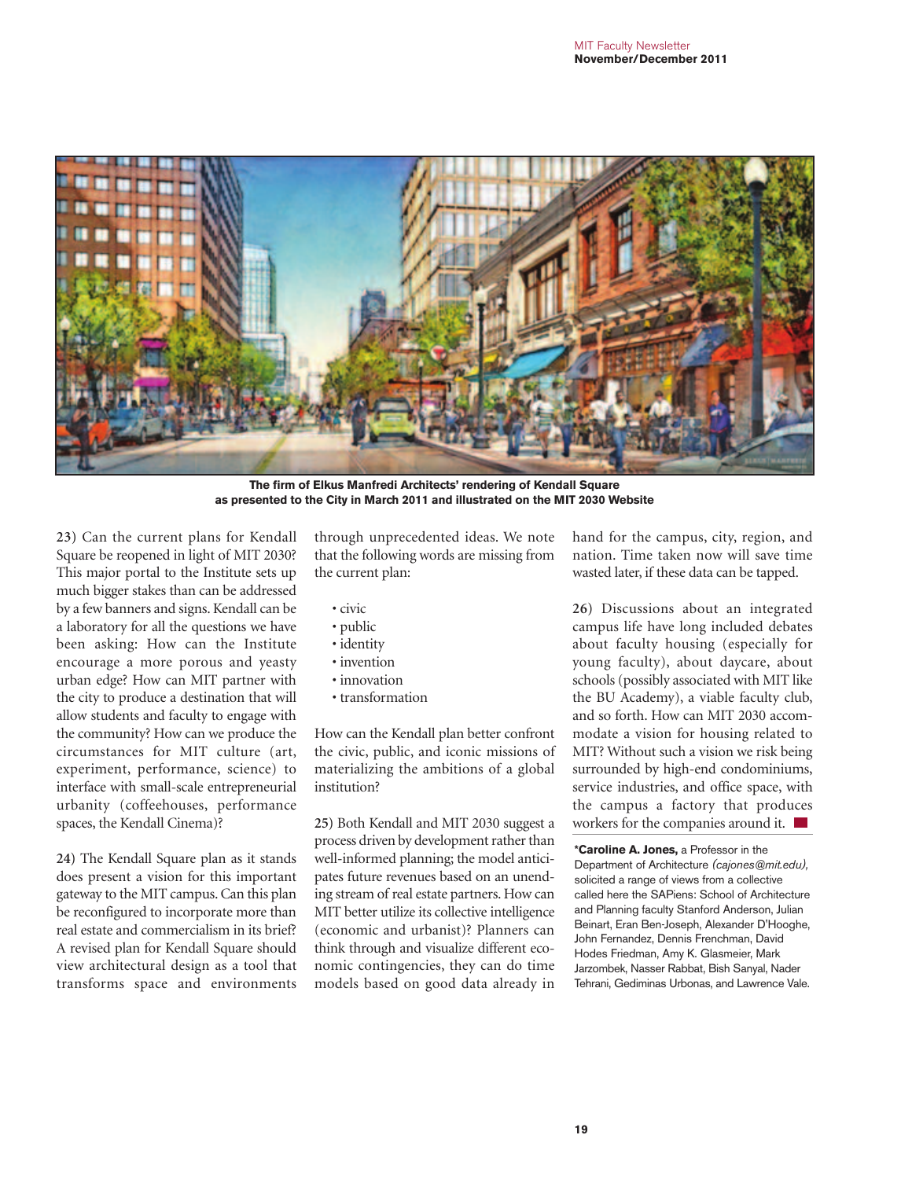The firm of Elkus Manfredi Architects' rendering of Kendall Square as presented to the City in March 2011 and illustrated on the MIT 2030 Website

**23)** Can the current plans for Kendall Square be reopened in light of MIT 2030? This major portal to the Institute sets up much bigger stakes than can be addressed by a few banners and signs. Kendall can be a laboratory for all the questions we have been asking: How can the Institute encourage a more porous and yeasty urban edge? How can MIT partner with the city to produce a destination that will allow students and faculty to engage with the community? How can we produce the circumstances for MIT culture (art, experiment, performance, science) to interface with small-scale entrepreneurial urbanity (coffeehouses, performance spaces, the Kendall Cinema)?

**24)** The Kendall Square plan as it stands does present a vision for this important gateway to the MIT campus. Can this plan be reconfigured to incorporate more than real estate and commercialism in its brief? A revised plan for Kendall Square should view architectural design as a tool that transforms space and environments through unprecedented ideas. We note that the following words are missing from the current plan:

- civic
- public
- identity
- invention
- innovation
- transformation

How can the Kendall plan better confront the civic, public, and iconic missions of materializing the ambitions of a global institution?

**25)** Both Kendall and MIT 2030 suggest a process driven by development rather than well-informed planning; the model anticipates future revenues based on an unending stream of real estate partners. How can MIT better utilize its collective intelligence (economic and urbanist)? Planners can think through and visualize different economic contingencies, they can do time models based on good data already in hand for the campus, city, region, and nation. Time taken now will save time wasted later, if these data can be tapped.

**26)** Discussions about an integrated campus life have long included debates about faculty housing (especially for young faculty), about daycare, about schools (possibly associated with MIT like the BU Academy), a viable faculty club, and so forth. How can MIT 2030 accommodate a vision for housing related to MIT? Without such a vision we risk being surrounded by high-end condominiums, service industries, and office space, with the campus a factory that produces workers for the companies around it.

***Caroline A. Jones,** a Professor in the Department of Architecture *(cajones@mit.edu)*, solicited a range of views from a collective called here the SAPiens: School of Architecture and Planning faculty Stanford Anderson, Julian Beinart, Eran Ben-Joseph, Alexander D'Hooghe, John Fernandez, Dennis Frenchman, David Hodes Friedman, Amy K. Glasmeier, Mark Jarzombek, Nasser Rabbat, Bish Sanyal, Nader Tehrani, Gediminas Urbonas, and Lawrence Vale.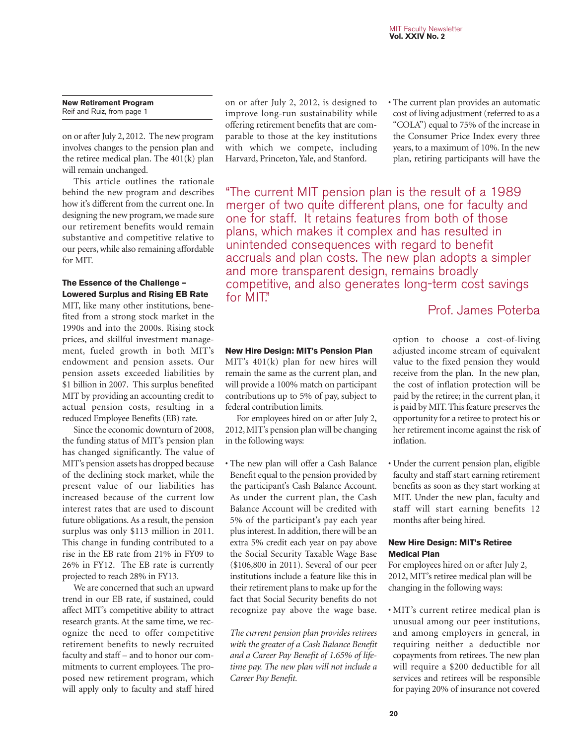**New Retirement Program**
Reif and Ruiz, from page 1

on or after July 2, 2012. The new program involves changes to the pension plan and the retiree medical plan. The 401(k) plan will remain unchanged.

This article outlines the rationale behind the new program and describes how it's different from the current one. In designing the new program, we made sure our retirement benefits would remain substantive and competitive relative to our peers, while also remaining affordable for MIT.

### The Essence of the Challenge – Lowered Surplus and Rising EB Rate

MIT, like many other institutions, benefited from a strong stock market in the 1990s and into the 2000s. Rising stock prices, and skillful investment management, fueled growth in both MIT's endowment and pension assets. Our pension assets exceeded liabilities by \$1 billion in 2007. This surplus benefited MIT by providing an accounting credit to actual pension costs, resulting in a reduced Employee Benefits (EB) rate.

Since the economic downturn of 2008, the funding status of MIT's pension plan has changed significantly. The value of MIT's pension assets has dropped because of the declining stock market, while the present value of our liabilities has increased because of the current low interest rates that are used to discount future obligations. As a result, the pension surplus was only \$113 million in 2011. This change in funding contributed to a rise in the EB rate from 21% in FY09 to 26% in FY12. The EB rate is currently projected to reach 28% in FY13.

We are concerned that such an upward trend in our EB rate, if sustained, could affect MIT's competitive ability to attract research grants. At the same time, we recognize the need to offer competitive retirement benefits to newly recruited faculty and staff – and to honor our commitments to current employees. The proposed new retirement program, which will apply only to faculty and staff hired on or after July 2, 2012, is designed to improve long-run sustainability while offering retirement benefits that are comparable to those at the key institutions with which we compete, including Harvard, Princeton, Yale, and Stanford.

> "The current MIT pension plan is the result of a 1989 merger of two quite different plans, one for faculty and one for staff. It retains features from both of those plans, which makes it complex and has resulted in unintended consequences with regard to benefit accruals and plan costs. The new plan adopts a simpler and more transparent design, remains broadly competitive, and also generates long-term cost savings for MIT."
>
> Prof. James Poterba

### New Hire Design: MIT's Pension Plan

MIT's 401(k) plan for new hires will remain the same as the current plan, and will provide a 100% match on participant contributions up to 5% of pay, subject to federal contribution limits.

For employees hired on or after July 2, 2012, MIT's pension plan will be changing in the following ways:

- The new plan will offer a Cash Balance Benefit equal to the pension provided by the participant's Cash Balance Account. As under the current plan, the Cash Balance Account will be credited with 5% of the participant's pay each year plus interest. In addition, there will be an extra 5% credit each year on pay above the Social Security Taxable Wage Base (\$106,800 in 2011). Several of our peer institutions include a feature like this in their retirement plans to make up for the fact that Social Security benefits do not recognize pay above the wage base.

*The current pension plan provides retirees with the greater of a Cash Balance Benefit and a Career Pay Benefit of 1.65% of lifetime pay. The new plan will not include a Career Pay Benefit.*

- The current plan provides an automatic cost of living adjustment (referred to as a "COLA") equal to 75% of the increase in the Consumer Price Index every three years, to a maximum of 10%. In the new plan, retiring participants will have the option to choose a cost-of-living adjusted income stream of equivalent value to the fixed pension they would receive from the plan. In the new plan, the cost of inflation protection will be paid by the retiree; in the current plan, it is paid by MIT. This feature preserves the opportunity for a retiree to protect his or her retirement income against the risk of inflation.

- Under the current pension plan, eligible faculty and staff start earning retirement benefits as soon as they start working at MIT. Under the new plan, faculty and staff will start earning benefits 12 months after being hired.

### New Hire Design: MIT's Retiree Medical Plan

For employees hired on or after July 2, 2012, MIT's retiree medical plan will be changing in the following ways:

- MIT's current retiree medical plan is unusual among our peer institutions, and among employers in general, in requiring neither a deductible nor copayments from retirees. The new plan will require a \$200 deductible for all services and retirees will be responsible for paying 20% of insurance not covered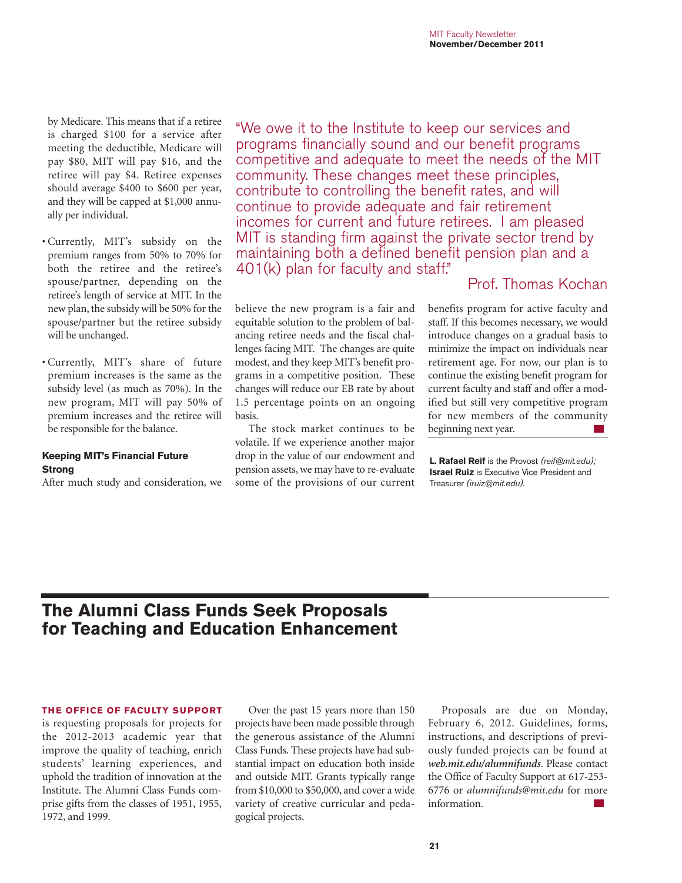by Medicare. This means that if a retiree is charged $100 for a service after meeting the deductible, Medicare will pay $80, MIT will pay $16, and the retiree will pay $4. Retiree expenses should average $400 to $600 per year, and they will be capped at $1,000 annually per individual.

- Currently, MIT's subsidy on the premium ranges from 50% to 70% for both the retiree and the retiree's spouse/partner, depending on the retiree's length of service at MIT. In the new plan, the subsidy will be 50% for the spouse/partner but the retiree subsidy will be unchanged.

- Currently, MIT's share of future premium increases is the same as the subsidy level (as much as 70%). In the new program, MIT will pay 50% of premium increases and the retiree will be responsible for the balance.

> "We owe it to the Institute to keep our services and programs financially sound and our benefit programs competitive and adequate to meet the needs of the MIT community. These changes meet these principles, contribute to controlling the benefit rates, and will continue to provide adequate and fair retirement incomes for current and future retirees. I am pleased MIT is standing firm against the private sector trend by maintaining both a defined benefit pension plan and a 401(k) plan for faculty and staff."
>
> Prof. Thomas Kochan

#### Keeping MIT's Financial Future Strong

After much study and consideration, we believe the new program is a fair and equitable solution to the problem of balancing retiree needs and the fiscal challenges facing MIT. The changes are quite modest, and they keep MIT's benefit programs in a competitive position. These changes will reduce our EB rate by about 1.5 percentage points on an ongoing basis.

The stock market continues to be volatile. If we experience another major drop in the value of our endowment and pension assets, we may have to re-evaluate some of the provisions of our current benefits program for active faculty and staff. If this becomes necessary, we would introduce changes on a gradual basis to minimize the impact on individuals near retirement age. For now, our plan is to continue the existing benefit program for current faculty and staff and offer a modified but still very competitive program for new members of the community beginning next year.

**L. Rafael Reif** is the Provost *(reif@mit.edu)*; **Israel Ruiz** is Executive Vice President and Treasurer *(iruiz@mit.edu)*.

## The Alumni Class Funds Seek Proposals for Teaching and Education Enhancement

**THE OFFICE OF FACULTY SUPPORT** is requesting proposals for projects for the 2012-2013 academic year that improve the quality of teaching, enrich students' learning experiences, and uphold the tradition of innovation at the Institute. The Alumni Class Funds comprise gifts from the classes of 1951, 1955, 1972, and 1999.

Over the past 15 years more than 150 projects have been made possible through the generous assistance of the Alumni Class Funds. These projects have had substantial impact on education both inside and outside MIT. Grants typically range from $10,000 to $50,000, and cover a wide variety of creative curricular and pedagogical projects.

Proposals are due on Monday, February 6, 2012. Guidelines, forms, instructions, and descriptions of previously funded projects can be found at ***web.mit.edu/alumnifunds***. Please contact the Office of Faculty Support at 617-253-6776 or *alumnifunds@mit.edu* for more information.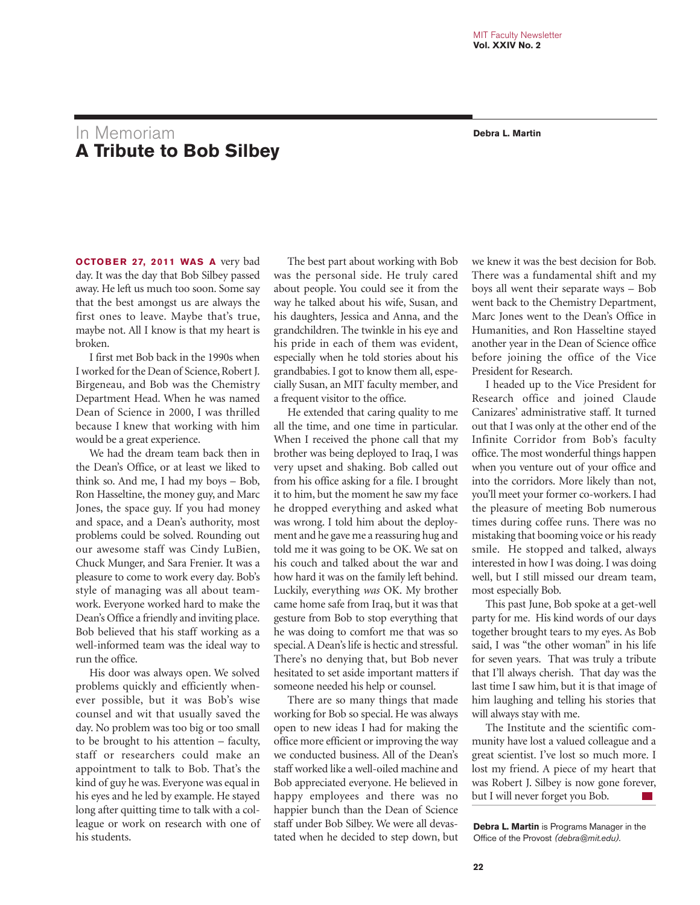In Memoriam

# A Tribute to Bob Silbey

**Debra L. Martin**

**OCTOBER 27, 2011 WAS A** very bad day. It was the day that Bob Silbey passed away. He left us much too soon. Some say that the best amongst us are always the first ones to leave. Maybe that's true, maybe not. All I know is that my heart is broken.

I first met Bob back in the 1990s when I worked for the Dean of Science, Robert J. Birgeneau, and Bob was the Chemistry Department Head. When he was named Dean of Science in 2000, I was thrilled because I knew that working with him would be a great experience.

We had the dream team back then in the Dean's Office, or at least we liked to think so. And me, I had my boys – Bob, Ron Hasseltine, the money guy, and Marc Jones, the space guy. If you had money and space, and a Dean's authority, most problems could be solved. Rounding out our awesome staff was Cindy LuBien, Chuck Munger, and Sara Frenier. It was a pleasure to come to work every day. Bob's style of managing was all about teamwork. Everyone worked hard to make the Dean's Office a friendly and inviting place. Bob believed that his staff working as a well-informed team was the ideal way to run the office.

His door was always open. We solved problems quickly and efficiently whenever possible, but it was Bob's wise counsel and wit that usually saved the day. No problem was too big or too small to be brought to his attention – faculty, staff or researchers could make an appointment to talk to Bob. That's the kind of guy he was. Everyone was equal in his eyes and he led by example. He stayed long after quitting time to talk with a colleague or work on research with one of his students.

The best part about working with Bob was the personal side. He truly cared about people. You could see it from the way he talked about his wife, Susan, and his daughters, Jessica and Anna, and the grandchildren. The twinkle in his eye and his pride in each of them was evident, especially when he told stories about his grandbabies. I got to know them all, especially Susan, an MIT faculty member, and a frequent visitor to the office.

He extended that caring quality to me all the time, and one time in particular. When I received the phone call that my brother was being deployed to Iraq, I was very upset and shaking. Bob called out from his office asking for a file. I brought it to him, but the moment he saw my face he dropped everything and asked what was wrong. I told him about the deployment and he gave me a reassuring hug and told me it was going to be OK. We sat on his couch and talked about the war and how hard it was on the family left behind. Luckily, everything *was* OK. My brother came home safe from Iraq, but it was that gesture from Bob to stop everything that he was doing to comfort me that was so special. A Dean's life is hectic and stressful. There's no denying that, but Bob never hesitated to set aside important matters if someone needed his help or counsel.

There are so many things that made working for Bob so special. He was always open to new ideas I had for making the office more efficient or improving the way we conducted business. All of the Dean's staff worked like a well-oiled machine and Bob appreciated everyone. He believed in happy employees and there was no happier bunch than the Dean of Science staff under Bob Silbey. We were all devastated when he decided to step down, but we knew it was the best decision for Bob. There was a fundamental shift and my boys all went their separate ways – Bob went back to the Chemistry Department, Marc Jones went to the Dean's Office in Humanities, and Ron Hasseltine stayed another year in the Dean of Science office before joining the office of the Vice President for Research.

I headed up to the Vice President for Research office and joined Claude Canizares' administrative staff. It turned out that I was only at the other end of the Infinite Corridor from Bob's faculty office. The most wonderful things happen when you venture out of your office and into the corridors. More likely than not, you'll meet your former co-workers. I had the pleasure of meeting Bob numerous times during coffee runs. There was no mistaking that booming voice or his ready smile. He stopped and talked, always interested in how I was doing. I was doing well, but I still missed our dream team, most especially Bob.

This past June, Bob spoke at a get-well party for me. His kind words of our days together brought tears to my eyes. As Bob said, I was "the other woman" in his life for seven years. That was truly a tribute that I'll always cherish. That day was the last time I saw him, but it is that image of him laughing and telling his stories that will always stay with me.

The Institute and the scientific community have lost a valued colleague and a great scientist. I've lost so much more. I lost my friend. A piece of my heart that was Robert J. Silbey is now gone forever, but I will never forget you Bob.

**Debra L. Martin** is Programs Manager in the Office of the Provost *(debra@mit.edu).*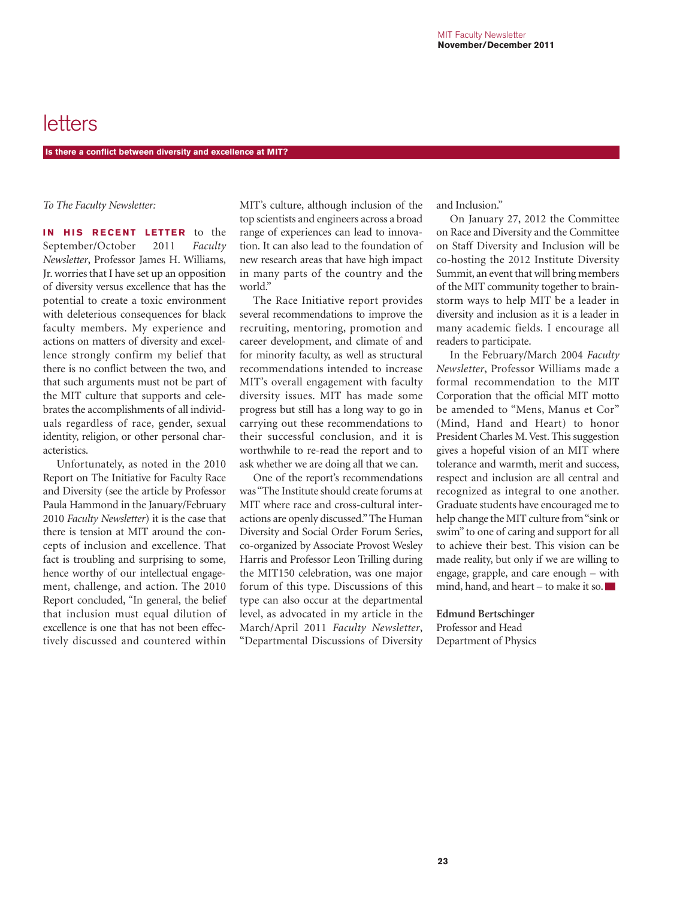# letters

**Is there a conflict between diversity and excellence at MIT?**

*To The Faculty Newsletter:*

**IN HIS RECENT LETTER** to the September/October 2011 *Faculty Newsletter*, Professor James H. Williams, Jr. worries that I have set up an opposition of diversity versus excellence that has the potential to create a toxic environment with deleterious consequences for black faculty members. My experience and actions on matters of diversity and excellence strongly confirm my belief that there is no conflict between the two, and that such arguments must not be part of the MIT culture that supports and celebrates the accomplishments of all individuals regardless of race, gender, sexual identity, religion, or other personal characteristics.

Unfortunately, as noted in the 2010 Report on The Initiative for Faculty Race and Diversity (see the article by Professor Paula Hammond in the January/February 2010 *Faculty Newsletter*) it is the case that there is tension at MIT around the concepts of inclusion and excellence. That fact is troubling and surprising to some, hence worthy of our intellectual engagement, challenge, and action. The 2010 Report concluded, "In general, the belief that inclusion must equal dilution of excellence is one that has not been effectively discussed and countered within MIT's culture, although inclusion of the top scientists and engineers across a broad range of experiences can lead to innovation. It can also lead to the foundation of new research areas that have high impact in many parts of the country and the world."

The Race Initiative report provides several recommendations to improve the recruiting, mentoring, promotion and career development, and climate of and for minority faculty, as well as structural recommendations intended to increase MIT's overall engagement with faculty diversity issues. MIT has made some progress but still has a long way to go in carrying out these recommendations to their successful conclusion, and it is worthwhile to re-read the report and to ask whether we are doing all that we can.

One of the report's recommendations was "The Institute should create forums at MIT where race and cross-cultural interactions are openly discussed." The Human Diversity and Social Order Forum Series, co-organized by Associate Provost Wesley Harris and Professor Leon Trilling during the MIT150 celebration, was one major forum of this type. Discussions of this type can also occur at the departmental level, as advocated in my article in the March/April 2011 *Faculty Newsletter*, "Departmental Discussions of Diversity and Inclusion."

On January 27, 2012 the Committee on Race and Diversity and the Committee on Staff Diversity and Inclusion will be co-hosting the 2012 Institute Diversity Summit, an event that will bring members of the MIT community together to brainstorm ways to help MIT be a leader in diversity and inclusion as it is a leader in many academic fields. I encourage all readers to participate.

In the February/March 2004 *Faculty Newsletter*, Professor Williams made a formal recommendation to the MIT Corporation that the official MIT motto be amended to "Mens, Manus et Cor" (Mind, Hand and Heart) to honor President Charles M. Vest. This suggestion gives a hopeful vision of an MIT where tolerance and warmth, merit and success, respect and inclusion are all central and recognized as integral to one another. Graduate students have encouraged me to help change the MIT culture from "sink or swim" to one of caring and support for all to achieve their best. This vision can be made reality, but only if we are willing to engage, grapple, and care enough – with mind, hand, and heart – to make it so.

**Edmund Bertschinger**
Professor and Head
Department of Physics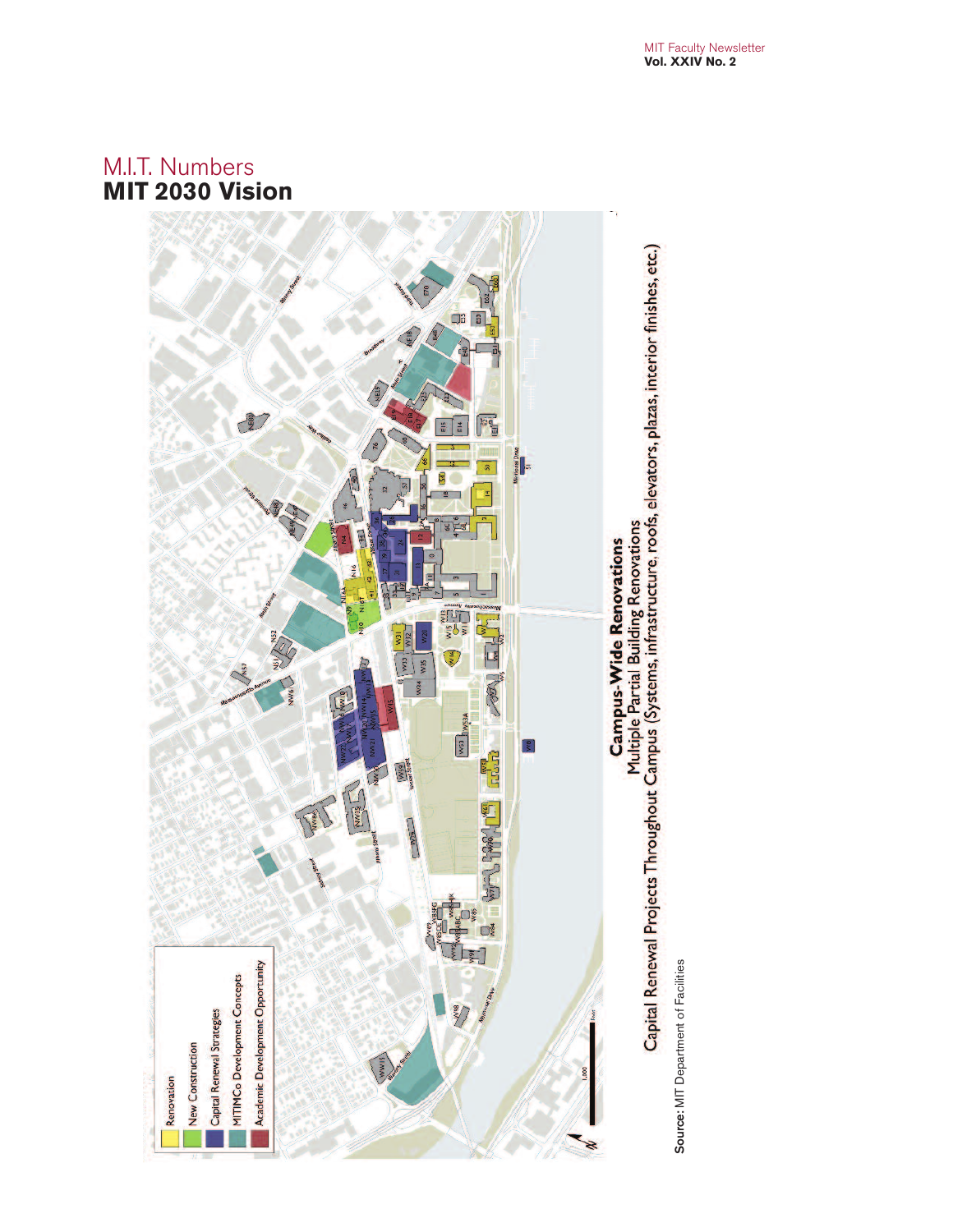# M.I.T. Numbers

## MIT 2030 Vision

Renovation

New Construction

Capital Renewal Strategies

MITIMCo Development Concepts

Academic Development Opportunity

**Campus-Wide Renovations**

Multiple Partial Building Renovations

Capital Renewal Projects Throughout Campus (Systems, infrastructure, roofs, elevators, plazas, interior finishes, etc.)

**Source:** MIT Department of Facilities